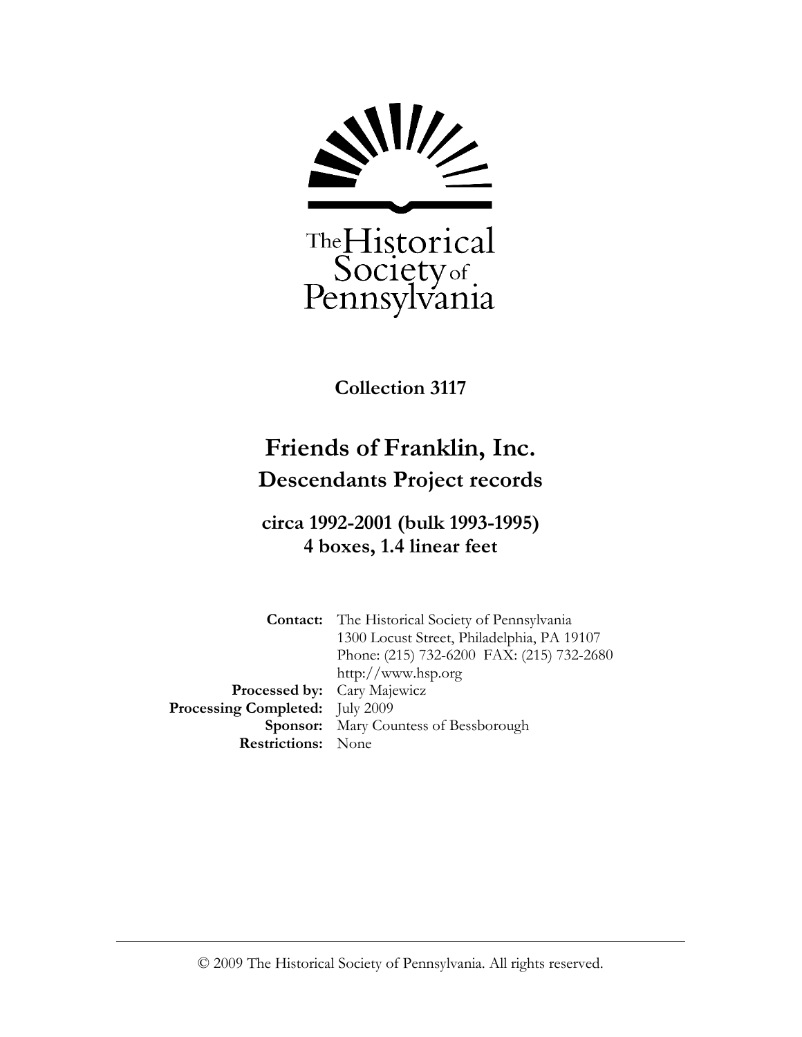The Historical Society of Pennsylvania

**Collection 3117**

# Friends of Franklin, Inc.
## Descendants Project records

### circa 1992-2001 (bulk 1993-1995)
### 4 boxes, 1.4 linear feet

| | |
|---|---|
| **Contact:** | The Historical Society of Pennsylvania<br>1300 Locust Street, Philadelphia, PA 19107<br>Phone: (215) 732-6200 FAX: (215) 732-2680<br>http://www.hsp.org |
| **Processed by:** | Cary Majewicz |
| **Processing Completed:** | July 2009 |
| **Sponsor:** | Mary Countess of Bessborough |
| **Restrictions:** | None |

© 2009 The Historical Society of Pennsylvania. All rights reserved.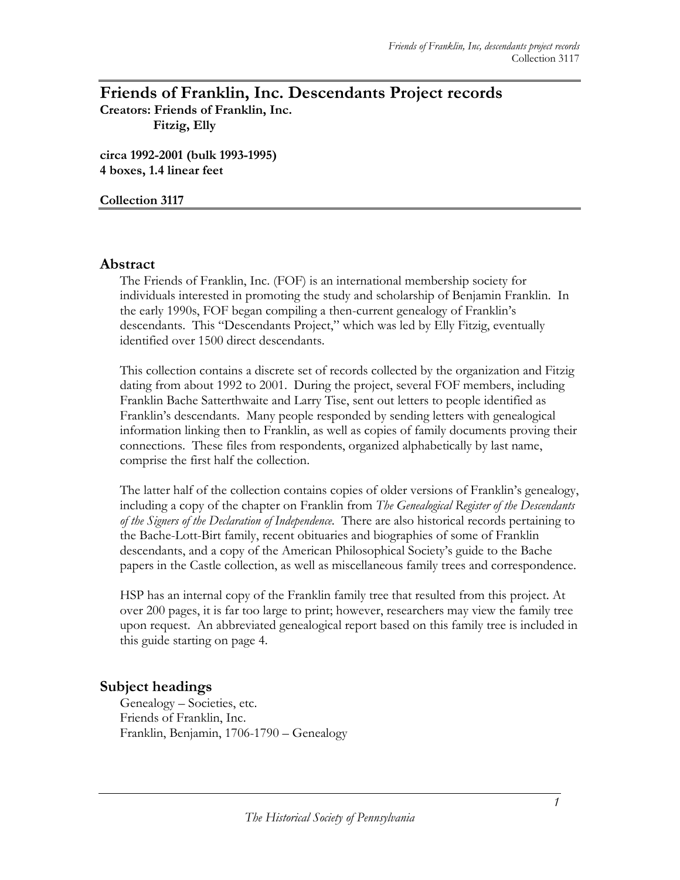# Friends of Franklin, Inc. Descendants Project records

**Creators: Friends of Franklin, Inc.**
**Fitzig, Elly**

**circa 1992-2001 (bulk 1993-1995)**
**4 boxes, 1.4 linear feet**

**Collection 3117**

## Abstract

The Friends of Franklin, Inc. (FOF) is an international membership society for individuals interested in promoting the study and scholarship of Benjamin Franklin. In the early 1990s, FOF began compiling a then-current genealogy of Franklin's descendants. This "Descendants Project," which was led by Elly Fitzig, eventually identified over 1500 direct descendants.

This collection contains a discrete set of records collected by the organization and Fitzig dating from about 1992 to 2001. During the project, several FOF members, including Franklin Bache Satterthwaite and Larry Tise, sent out letters to people identified as Franklin's descendants. Many people responded by sending letters with genealogical information linking then to Franklin, as well as copies of family documents proving their connections. These files from respondents, organized alphabetically by last name, comprise the first half the collection.

The latter half of the collection contains copies of older versions of Franklin's genealogy, including a copy of the chapter on Franklin from *The Genealogical Register of the Descendants of the Signers of the Declaration of Independence*. There are also historical records pertaining to the Bache-Lott-Birt family, recent obituaries and biographies of some of Franklin descendants, and a copy of the American Philosophical Society's guide to the Bache papers in the Castle collection, as well as miscellaneous family trees and correspondence.

HSP has an internal copy of the Franklin family tree that resulted from this project. At over 200 pages, it is far too large to print; however, researchers may view the family tree upon request. An abbreviated genealogical report based on this family tree is included in this guide starting on page 4.

## Subject headings

Genealogy – Societies, etc.
Friends of Franklin, Inc.
Franklin, Benjamin, 1706-1790 – Genealogy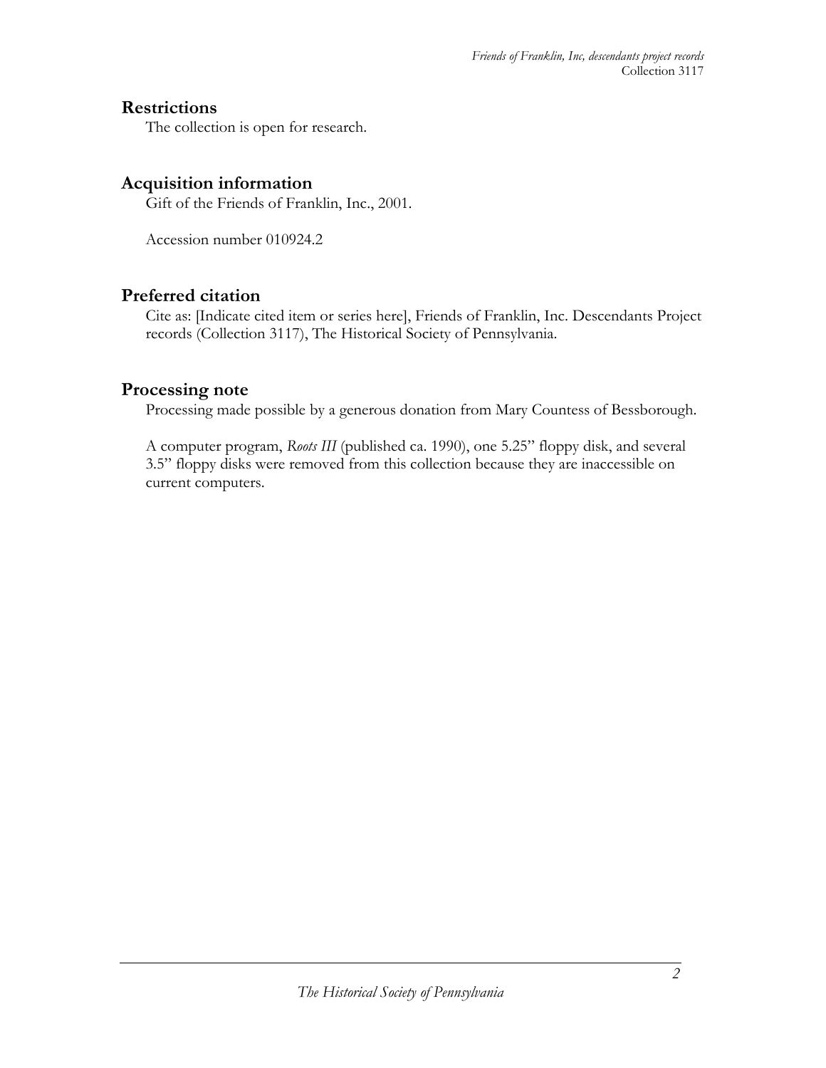## Restrictions

The collection is open for research.

## Acquisition information

Gift of the Friends of Franklin, Inc., 2001.

Accession number 010924.2

## Preferred citation

Cite as: [Indicate cited item or series here], Friends of Franklin, Inc. Descendants Project records (Collection 3117), The Historical Society of Pennsylvania.

## Processing note

Processing made possible by a generous donation from Mary Countess of Bessborough.

A computer program, *Roots III* (published ca. 1990), one 5.25" floppy disk, and several 3.5" floppy disks were removed from this collection because they are inaccessible on current computers.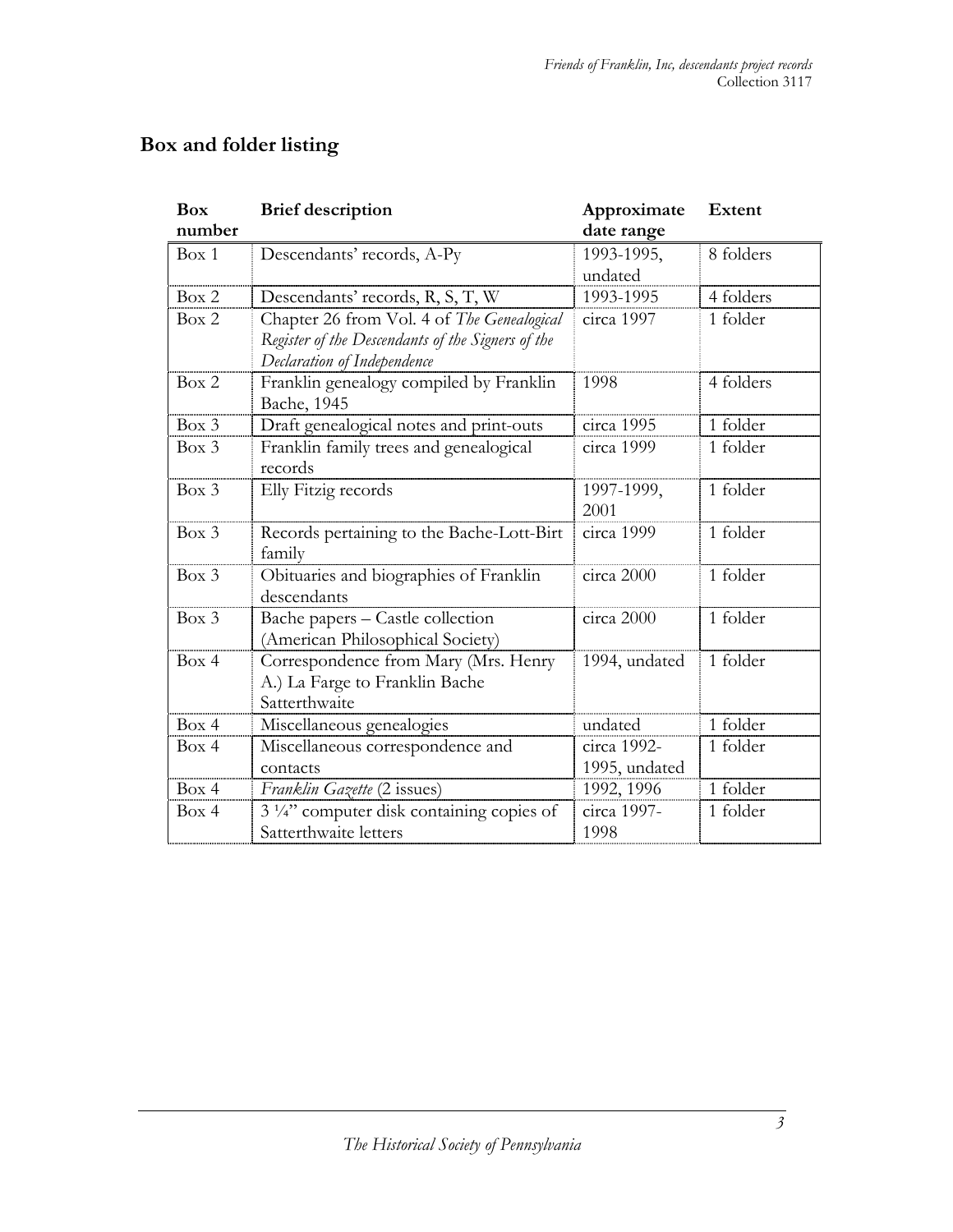## Box and folder listing

| Box number | Brief description | Approximate date range | Extent |
|---|---|---|---|
| Box 1 | Descendants' records, A-Py | 1993-1995, undated | 8 folders |
| Box 2 | Descendants' records, R, S, T, W | 1993-1995 | 4 folders |
| Box 2 | Chapter 26 from Vol. 4 of *The Genealogical Register of the Descendants of the Signers of the Declaration of Independence* | circa 1997 | 1 folder |
| Box 2 | Franklin genealogy compiled by Franklin Bache, 1945 | 1998 | 4 folders |
| Box 3 | Draft genealogical notes and print-outs | circa 1995 | 1 folder |
| Box 3 | Franklin family trees and genealogical records | circa 1999 | 1 folder |
| Box 3 | Elly Fitzig records | 1997-1999, 2001 | 1 folder |
| Box 3 | Records pertaining to the Bache-Lott-Birt family | circa 1999 | 1 folder |
| Box 3 | Obituaries and biographies of Franklin descendants | circa 2000 | 1 folder |
| Box 3 | Bache papers – Castle collection (American Philosophical Society) | circa 2000 | 1 folder |
| Box 4 | Correspondence from Mary (Mrs. Henry A.) La Farge to Franklin Bache Satterthwaite | 1994, undated | 1 folder |
| Box 4 | Miscellaneous genealogies | undated | 1 folder |
| Box 4 | Miscellaneous correspondence and contacts | circa 1992-1995, undated | 1 folder |
| Box 4 | *Franklin Gazette* (2 issues) | 1992, 1996 | 1 folder |
| Box 4 | 3 ¼" computer disk containing copies of Satterthwaite letters | circa 1997-1998 | 1 folder |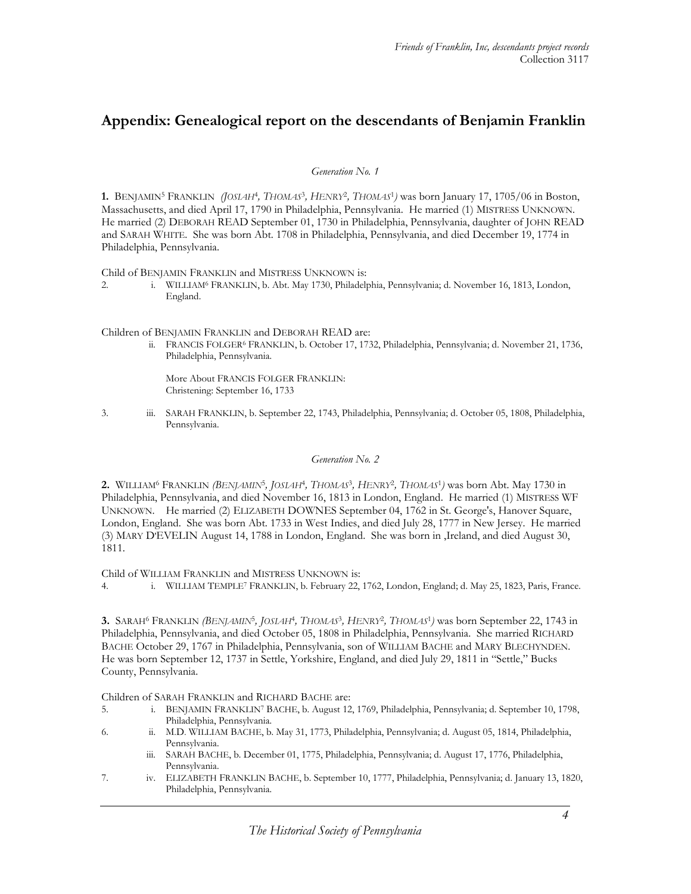# Appendix: Genealogical report on the descendants of Benjamin Franklin

*Generation No. 1*

**1.** BENJAMIN[5] FRANKLIN *(JOSIAH[4], THOMAS[3], HENRY[2], THOMAS[1])* was born January 17, 1705/06 in Boston, Massachusetts, and died April 17, 1790 in Philadelphia, Pennsylvania. He married (1) MISTRESS UNKNOWN. He married (2) DEBORAH READ September 01, 1730 in Philadelphia, Pennsylvania, daughter of JOHN READ and SARAH WHITE. She was born Abt. 1708 in Philadelphia, Pennsylvania, and died December 19, 1774 in Philadelphia, Pennsylvania.

Child of BENJAMIN FRANKLIN and MISTRESS UNKNOWN is:

2. i. WILLIAM[6] FRANKLIN, b. Abt. May 1730, Philadelphia, Pennsylvania; d. November 16, 1813, London, England.

Children of BENJAMIN FRANKLIN and DEBORAH READ are:

ii. FRANCIS FOLGER[6] FRANKLIN, b. October 17, 1732, Philadelphia, Pennsylvania; d. November 21, 1736, Philadelphia, Pennsylvania.

More About FRANCIS FOLGER FRANKLIN:
Christening: September 16, 1733

3. iii. SARAH FRANKLIN, b. September 22, 1743, Philadelphia, Pennsylvania; d. October 05, 1808, Philadelphia, Pennsylvania.

*Generation No. 2*

**2.** WILLIAM[6] FRANKLIN *(BENJAMIN[5], JOSIAH[4], THOMAS[3], HENRY[2], THOMAS[1])* was born Abt. May 1730 in Philadelphia, Pennsylvania, and died November 16, 1813 in London, England. He married (1) MISTRESS WF UNKNOWN. He married (2) ELIZABETH DOWNES September 04, 1762 in St. George's, Hanover Square, London, England. She was born Abt. 1733 in West Indies, and died July 28, 1777 in New Jersey. He married (3) MARY D'EVELIN August 14, 1788 in London, England. She was born in ,Ireland, and died August 30, 1811.

Child of WILLIAM FRANKLIN and MISTRESS UNKNOWN is:

4. i. WILLIAM TEMPLE[7] FRANKLIN, b. February 22, 1762, London, England; d. May 25, 1823, Paris, France.

**3.** SARAH[6] FRANKLIN *(BENJAMIN[5], JOSIAH[4], THOMAS[3], HENRY[2], THOMAS[1])* was born September 22, 1743 in Philadelphia, Pennsylvania, and died October 05, 1808 in Philadelphia, Pennsylvania. She married RICHARD BACHE October 29, 1767 in Philadelphia, Pennsylvania, son of WILLIAM BACHE and MARY BLECHYNDEN. He was born September 12, 1737 in Settle, Yorkshire, England, and died July 29, 1811 in "Settle," Bucks County, Pennsylvania.

Children of SARAH FRANKLIN and RICHARD BACHE are:

5. i. BENJAMIN FRANKLIN[7] BACHE, b. August 12, 1769, Philadelphia, Pennsylvania; d. September 10, 1798, Philadelphia, Pennsylvania.
6. ii. M.D. WILLIAM BACHE, b. May 31, 1773, Philadelphia, Pennsylvania; d. August 05, 1814, Philadelphia, Pennsylvania.

iii. SARAH BACHE, b. December 01, 1775, Philadelphia, Pennsylvania; d. August 17, 1776, Philadelphia, Pennsylvania.

7. iv. ELIZABETH FRANKLIN BACHE, b. September 10, 1777, Philadelphia, Pennsylvania; d. January 13, 1820, Philadelphia, Pennsylvania.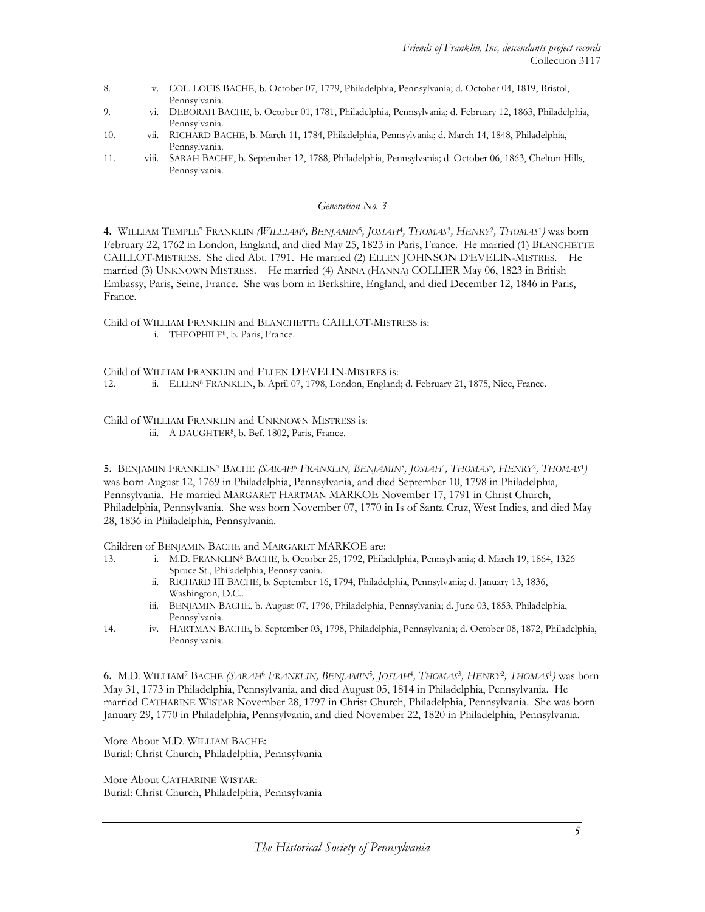8. v. COL. LOUIS BACHE, b. October 07, 1779, Philadelphia, Pennsylvania; d. October 04, 1819, Bristol, Pennsylvania.

9. vi. DEBORAH BACHE, b. October 01, 1781, Philadelphia, Pennsylvania; d. February 12, 1863, Philadelphia, Pennsylvania.

10. vii. RICHARD BACHE, b. March 11, 1784, Philadelphia, Pennsylvania; d. March 14, 1848, Philadelphia, Pennsylvania.

11. viii. SARAH BACHE, b. September 12, 1788, Philadelphia, Pennsylvania; d. October 06, 1863, Chelton Hills, Pennsylvania.

### *Generation No. 3*

**4.** WILLIAM TEMPLE[7] FRANKLIN *(WILLIAM[6], BENJAMIN[5], JOSIAH[4], THOMAS[3], HENRY[2], THOMAS[1])* was born February 22, 1762 in London, England, and died May 25, 1823 in Paris, France. He married (1) BLANCHETTE CAILLOT-MISTRESS. She died Abt. 1791. He married (2) ELLEN JOHNSON D'EVELIN-MISTRES. He married (3) UNKNOWN MISTRESS. He married (4) ANNA (HANNA) COLLIER May 06, 1823 in British Embassy, Paris, Seine, France. She was born in Berkshire, England, and died December 12, 1846 in Paris, France.

Child of WILLIAM FRANKLIN and BLANCHETTE CAILLOT-MISTRESS is:

i. THEOPHILE[8], b. Paris, France.

Child of WILLIAM FRANKLIN and ELLEN D'EVELIN-MISTRES is:

12. ii. ELLEN[8] FRANKLIN, b. April 07, 1798, London, England; d. February 21, 1875, Nice, France.

Child of WILLIAM FRANKLIN and UNKNOWN MISTRESS is:

iii. A DAUGHTER[8], b. Bef. 1802, Paris, France.

**5.** BENJAMIN FRANKLIN[7] BACHE *(SARAH[6] FRANKLIN, BENJAMIN[5], JOSIAH[4], THOMAS[3], HENRY[2], THOMAS[1])* was born August 12, 1769 in Philadelphia, Pennsylvania, and died September 10, 1798 in Philadelphia, Pennsylvania. He married MARGARET HARTMAN MARKOE November 17, 1791 in Christ Church, Philadelphia, Pennsylvania. She was born November 07, 1770 in Is of Santa Cruz, West Indies, and died May 28, 1836 in Philadelphia, Pennsylvania.

Children of BENJAMIN BACHE and MARGARET MARKOE are:

13. i. M.D. FRANKLIN[8] BACHE, b. October 25, 1792, Philadelphia, Pennsylvania; d. March 19, 1864, 1326 Spruce St., Philadelphia, Pennsylvania.

ii. RICHARD III BACHE, b. September 16, 1794, Philadelphia, Pennsylvania; d. January 13, 1836, Washington, D.C..

iii. BENJAMIN BACHE, b. August 07, 1796, Philadelphia, Pennsylvania; d. June 03, 1853, Philadelphia, Pennsylvania.

14. iv. HARTMAN BACHE, b. September 03, 1798, Philadelphia, Pennsylvania; d. October 08, 1872, Philadelphia, Pennsylvania.

**6.** M.D. WILLIAM[7] BACHE *(SARAH[6] FRANKLIN, BENJAMIN[5], JOSIAH[4], THOMAS[3], HENRY[2], THOMAS[1])* was born May 31, 1773 in Philadelphia, Pennsylvania, and died August 05, 1814 in Philadelphia, Pennsylvania. He married CATHARINE WISTAR November 28, 1797 in Christ Church, Philadelphia, Pennsylvania. She was born January 29, 1770 in Philadelphia, Pennsylvania, and died November 22, 1820 in Philadelphia, Pennsylvania.

More About M.D. WILLIAM BACHE:
Burial: Christ Church, Philadelphia, Pennsylvania

More About CATHARINE WISTAR:
Burial: Christ Church, Philadelphia, Pennsylvania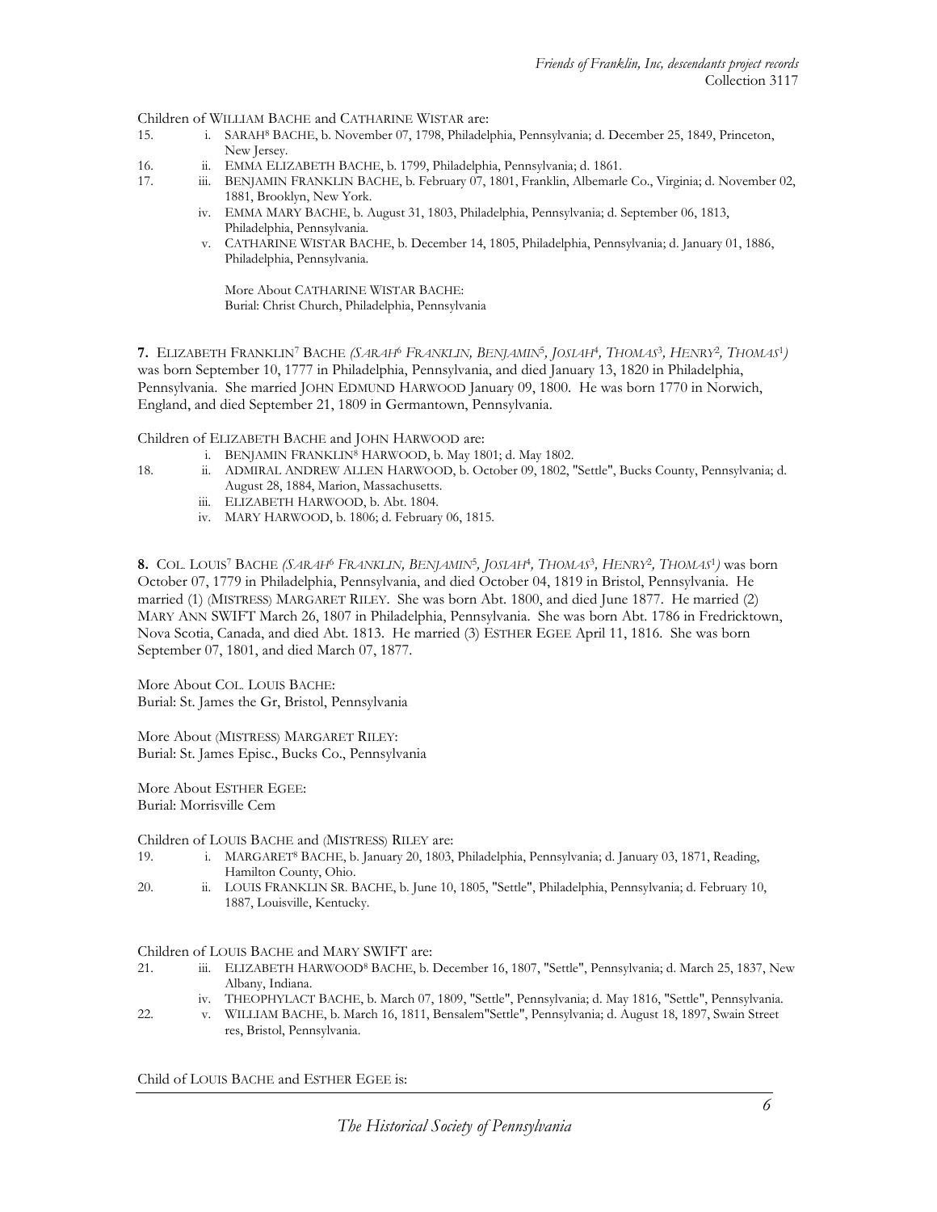Children of WILLIAM BACHE and CATHARINE WISTAR are:

15. i. SARAH[8] BACHE, b. November 07, 1798, Philadelphia, Pennsylvania; d. December 25, 1849, Princeton, New Jersey.
16. ii. EMMA ELIZABETH BACHE, b. 1799, Philadelphia, Pennsylvania; d. 1861.
17. iii. BENJAMIN FRANKLIN BACHE, b. February 07, 1801, Franklin, Albemarle Co., Virginia; d. November 02, 1881, Brooklyn, New York.
    iv. EMMA MARY BACHE, b. August 31, 1803, Philadelphia, Pennsylvania; d. September 06, 1813, Philadelphia, Pennsylvania.
    v. CATHARINE WISTAR BACHE, b. December 14, 1805, Philadelphia, Pennsylvania; d. January 01, 1886, Philadelphia, Pennsylvania.

    More About CATHARINE WISTAR BACHE:
    Burial: Christ Church, Philadelphia, Pennsylvania

**7.** ELIZABETH FRANKLIN[7] BACHE *(SARAH[6] FRANKLIN, BENJAMIN[5], JOSIAH[4], THOMAS[3], HENRY[2], THOMAS[1])* was born September 10, 1777 in Philadelphia, Pennsylvania, and died January 13, 1820 in Philadelphia, Pennsylvania. She married JOHN EDMUND HARWOOD January 09, 1800. He was born 1770 in Norwich, England, and died September 21, 1809 in Germantown, Pennsylvania.

Children of ELIZABETH BACHE and JOHN HARWOOD are:

    i. BENJAMIN FRANKLIN[8] HARWOOD, b. May 1801; d. May 1802.
18. ii. ADMIRAL ANDREW ALLEN HARWOOD, b. October 09, 1802, "Settle", Bucks County, Pennsylvania; d. August 28, 1884, Marion, Massachusetts.
    iii. ELIZABETH HARWOOD, b. Abt. 1804.
    iv. MARY HARWOOD, b. 1806; d. February 06, 1815.

**8.** COL. LOUIS[7] BACHE *(SARAH[6] FRANKLIN, BENJAMIN[5], JOSIAH[4], THOMAS[3], HENRY[2], THOMAS[1])* was born October 07, 1779 in Philadelphia, Pennsylvania, and died October 04, 1819 in Bristol, Pennsylvania. He married (1) (MISTRESS) MARGARET RILEY. She was born Abt. 1800, and died June 1877. He married (2) MARY ANN SWIFT March 26, 1807 in Philadelphia, Pennsylvania. She was born Abt. 1786 in Fredricktown, Nova Scotia, Canada, and died Abt. 1813. He married (3) ESTHER EGEE April 11, 1816. She was born September 07, 1801, and died March 07, 1877.

More About COL. LOUIS BACHE:
Burial: St. James the Gr, Bristol, Pennsylvania

More About (MISTRESS) MARGARET RILEY:
Burial: St. James Episc., Bucks Co., Pennsylvania

More About ESTHER EGEE:
Burial: Morrisville Cem

Children of LOUIS BACHE and (MISTRESS) RILEY are:

19. i. MARGARET[8] BACHE, b. January 20, 1803, Philadelphia, Pennsylvania; d. January 03, 1871, Reading, Hamilton County, Ohio.
20. ii. LOUIS FRANKLIN SR. BACHE, b. June 10, 1805, "Settle", Philadelphia, Pennsylvania; d. February 10, 1887, Louisville, Kentucky.

Children of LOUIS BACHE and MARY SWIFT are:

21. iii. ELIZABETH HARWOOD[8] BACHE, b. December 16, 1807, "Settle", Pennsylvania; d. March 25, 1837, New Albany, Indiana.
    iv. THEOPHYLACT BACHE, b. March 07, 1809, "Settle", Pennsylvania; d. May 1816, "Settle", Pennsylvania.
22. v. WILLIAM BACHE, b. March 16, 1811, Bensalem"Settle", Pennsylvania; d. August 18, 1897, Swain Street res, Bristol, Pennsylvania.

Child of LOUIS BACHE and ESTHER EGEE is: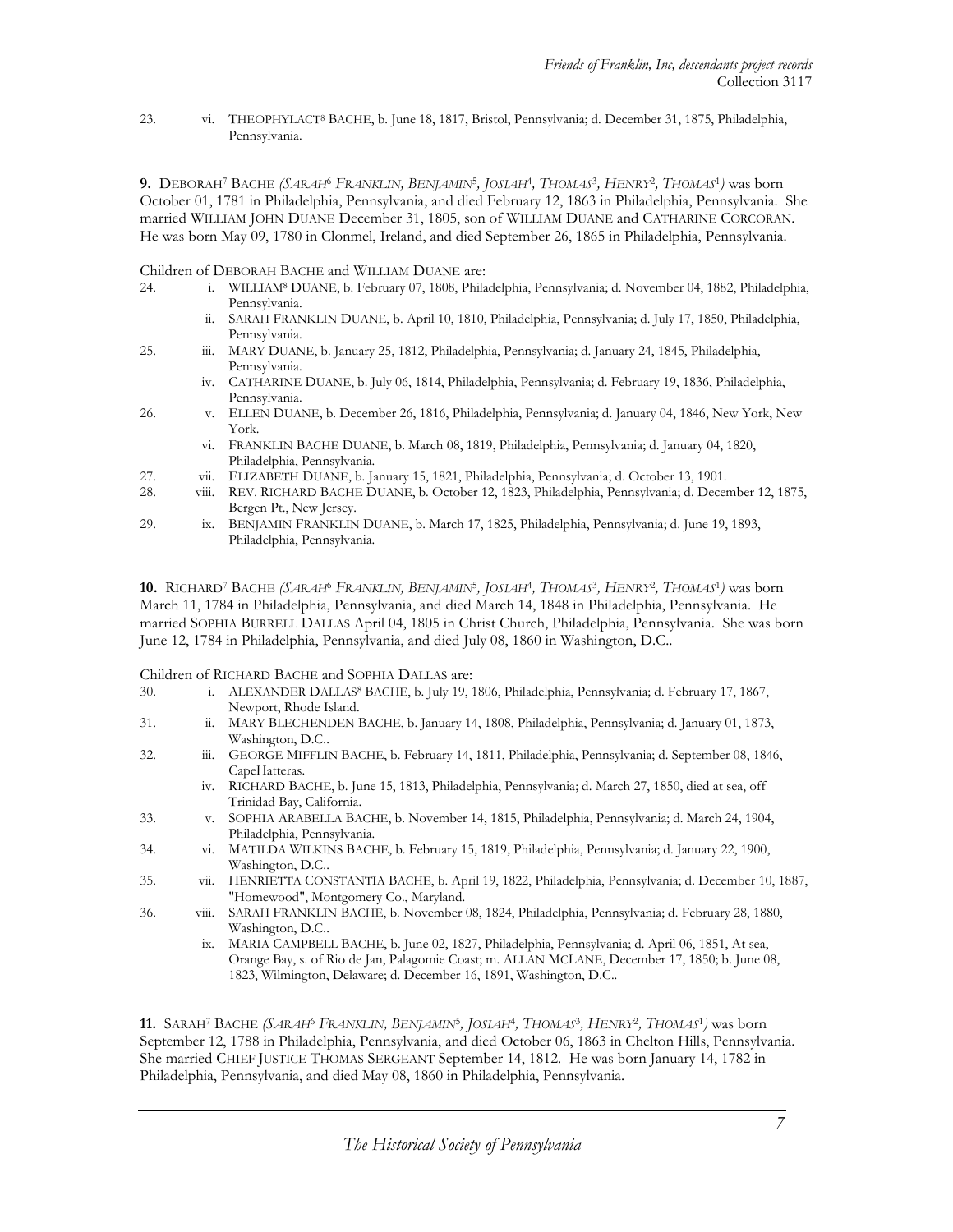23. vi. THEOPHYLACT[8] BACHE, b. June 18, 1817, Bristol, Pennsylvania; d. December 31, 1875, Philadelphia, Pennsylvania.

**9.** DEBORAH[7] BACHE *(SARAH[6] FRANKLIN, BENJAMIN[5], JOSIAH[4], THOMAS[3], HENRY[2], THOMAS[1])* was born October 01, 1781 in Philadelphia, Pennsylvania, and died February 12, 1863 in Philadelphia, Pennsylvania. She married WILLIAM JOHN DUANE December 31, 1805, son of WILLIAM DUANE and CATHARINE CORCORAN. He was born May 09, 1780 in Clonmel, Ireland, and died September 26, 1865 in Philadelphia, Pennsylvania.

Children of DEBORAH BACHE and WILLIAM DUANE are:

24. i. WILLIAM[8] DUANE, b. February 07, 1808, Philadelphia, Pennsylvania; d. November 04, 1882, Philadelphia, Pennsylvania.
    ii. SARAH FRANKLIN DUANE, b. April 10, 1810, Philadelphia, Pennsylvania; d. July 17, 1850, Philadelphia, Pennsylvania.
25. iii. MARY DUANE, b. January 25, 1812, Philadelphia, Pennsylvania; d. January 24, 1845, Philadelphia, Pennsylvania.
    iv. CATHARINE DUANE, b. July 06, 1814, Philadelphia, Pennsylvania; d. February 19, 1836, Philadelphia, Pennsylvania.
26. v. ELLEN DUANE, b. December 26, 1816, Philadelphia, Pennsylvania; d. January 04, 1846, New York, New York.
    vi. FRANKLIN BACHE DUANE, b. March 08, 1819, Philadelphia, Pennsylvania; d. January 04, 1820, Philadelphia, Pennsylvania.
27. vii. ELIZABETH DUANE, b. January 15, 1821, Philadelphia, Pennsylvania; d. October 13, 1901.
28. viii. REV. RICHARD BACHE DUANE, b. October 12, 1823, Philadelphia, Pennsylvania; d. December 12, 1875, Bergen Pt., New Jersey.
29. ix. BENJAMIN FRANKLIN DUANE, b. March 17, 1825, Philadelphia, Pennsylvania; d. June 19, 1893, Philadelphia, Pennsylvania.

**10.** RICHARD[7] BACHE *(SARAH[6] FRANKLIN, BENJAMIN[5], JOSIAH[4], THOMAS[3], HENRY[2], THOMAS[1])* was born March 11, 1784 in Philadelphia, Pennsylvania, and died March 14, 1848 in Philadelphia, Pennsylvania. He married SOPHIA BURRELL DALLAS April 04, 1805 in Christ Church, Philadelphia, Pennsylvania. She was born June 12, 1784 in Philadelphia, Pennsylvania, and died July 08, 1860 in Washington, D.C..

Children of RICHARD BACHE and SOPHIA DALLAS are:

30. i. ALEXANDER DALLAS[8] BACHE, b. July 19, 1806, Philadelphia, Pennsylvania; d. February 17, 1867, Newport, Rhode Island.
31. ii. MARY BLECHENDEN BACHE, b. January 14, 1808, Philadelphia, Pennsylvania; d. January 01, 1873, Washington, D.C..
32. iii. GEORGE MIFFLIN BACHE, b. February 14, 1811, Philadelphia, Pennsylvania; d. September 08, 1846, CapeHatteras.
    iv. RICHARD BACHE, b. June 15, 1813, Philadelphia, Pennsylvania; d. March 27, 1850, died at sea, off Trinidad Bay, California.
33. v. SOPHIA ARABELLA BACHE, b. November 14, 1815, Philadelphia, Pennsylvania; d. March 24, 1904, Philadelphia, Pennsylvania.
34. vi. MATILDA WILKINS BACHE, b. February 15, 1819, Philadelphia, Pennsylvania; d. January 22, 1900, Washington, D.C..
35. vii. HENRIETTA CONSTANTIA BACHE, b. April 19, 1822, Philadelphia, Pennsylvania; d. December 10, 1887, "Homewood", Montgomery Co., Maryland.
36. viii. SARAH FRANKLIN BACHE, b. November 08, 1824, Philadelphia, Pennsylvania; d. February 28, 1880, Washington, D.C..
    ix. MARIA CAMPBELL BACHE, b. June 02, 1827, Philadelphia, Pennsylvania; d. April 06, 1851, At sea, Orange Bay, s. of Rio de Jan, Palagomie Coast; m. ALLAN MCLANE, December 17, 1850; b. June 08, 1823, Wilmington, Delaware; d. December 16, 1891, Washington, D.C..

**11.** SARAH[7] BACHE *(SARAH[6] FRANKLIN, BENJAMIN[5], JOSIAH[4], THOMAS[3], HENRY[2], THOMAS[1])* was born September 12, 1788 in Philadelphia, Pennsylvania, and died October 06, 1863 in Chelton Hills, Pennsylvania. She married CHIEF JUSTICE THOMAS SERGEANT September 14, 1812. He was born January 14, 1782 in Philadelphia, Pennsylvania, and died May 08, 1860 in Philadelphia, Pennsylvania.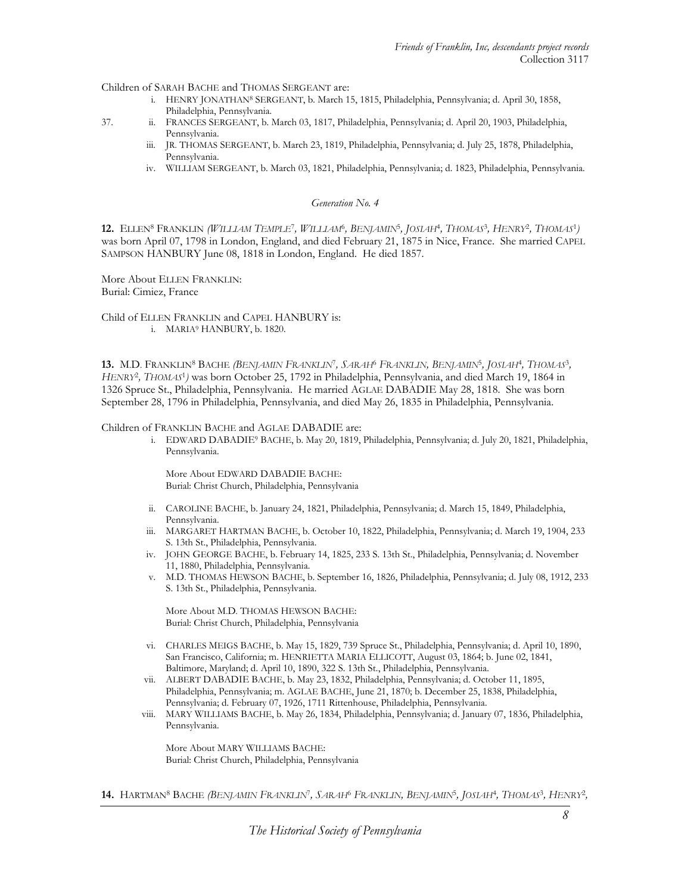Children of SARAH BACHE and THOMAS SERGEANT are:

- i. HENRY JONATHAN[8] SERGEANT, b. March 15, 1815, Philadelphia, Pennsylvania; d. April 30, 1858, Philadelphia, Pennsylvania.
- 37. ii. FRANCES SERGEANT, b. March 03, 1817, Philadelphia, Pennsylvania; d. April 20, 1903, Philadelphia, Pennsylvania.
- iii. JR. THOMAS SERGEANT, b. March 23, 1819, Philadelphia, Pennsylvania; d. July 25, 1878, Philadelphia, Pennsylvania.
- iv. WILLIAM SERGEANT, b. March 03, 1821, Philadelphia, Pennsylvania; d. 1823, Philadelphia, Pennsylvania.

*Generation No. 4*

**12.** ELLEN[8] FRANKLIN *(WILLIAM TEMPLE[7], WILLIAM[6], BENJAMIN[5], JOSIAH[4], THOMAS[3], HENRY[2], THOMAS[1])* was born April 07, 1798 in London, England, and died February 21, 1875 in Nice, France. She married CAPEL SAMPSON HANBURY June 08, 1818 in London, England. He died 1857.

More About ELLEN FRANKLIN:
Burial: Cimiez, France

Child of ELLEN FRANKLIN and CAPEL HANBURY is:

- i. MARIA[9] HANBURY, b. 1820.

**13.** M.D. FRANKLIN[8] BACHE *(BENJAMIN FRANKLIN[7], SARAH[6] FRANKLIN, BENJAMIN[5], JOSIAH[4], THOMAS[3], HENRY[2], THOMAS[1])* was born October 25, 1792 in Philadelphia, Pennsylvania, and died March 19, 1864 in 1326 Spruce St., Philadelphia, Pennsylvania. He married AGLAE DABADIE May 28, 1818. She was born September 28, 1796 in Philadelphia, Pennsylvania, and died May 26, 1835 in Philadelphia, Pennsylvania.

Children of FRANKLIN BACHE and AGLAE DABADIE are:

- i. EDWARD DABADIE[9] BACHE, b. May 20, 1819, Philadelphia, Pennsylvania; d. July 20, 1821, Philadelphia, Pennsylvania.

  More About EDWARD DABADIE BACHE:
  Burial: Christ Church, Philadelphia, Pennsylvania

- ii. CAROLINE BACHE, b. January 24, 1821, Philadelphia, Pennsylvania; d. March 15, 1849, Philadelphia, Pennsylvania.
- iii. MARGARET HARTMAN BACHE, b. October 10, 1822, Philadelphia, Pennsylvania; d. March 19, 1904, 233 S. 13th St., Philadelphia, Pennsylvania.
- iv. JOHN GEORGE BACHE, b. February 14, 1825, 233 S. 13th St., Philadelphia, Pennsylvania; d. November 11, 1880, Philadelphia, Pennsylvania.
- v. M.D. THOMAS HEWSON BACHE, b. September 16, 1826, Philadelphia, Pennsylvania; d. July 08, 1912, 233 S. 13th St., Philadelphia, Pennsylvania.

  More About M.D. THOMAS HEWSON BACHE:
  Burial: Christ Church, Philadelphia, Pennsylvania

- vi. CHARLES MEIGS BACHE, b. May 15, 1829, 739 Spruce St., Philadelphia, Pennsylvania; d. April 10, 1890, San Francisco, California; m. HENRIETTA MARIA ELLICOTT, August 03, 1864; b. June 02, 1841, Baltimore, Maryland; d. April 10, 1890, 322 S. 13th St., Philadelphia, Pennsylvania.
- vii. ALBERT DABADIE BACHE, b. May 23, 1832, Philadelphia, Pennsylvania; d. October 11, 1895, Philadelphia, Pennsylvania; m. AGLAE BACHE, June 21, 1870; b. December 25, 1838, Philadelphia, Pennsylvania; d. February 07, 1926, 1711 Rittenhouse, Philadelphia, Pennsylvania.
- viii. MARY WILLIAMS BACHE, b. May 26, 1834, Philadelphia, Pennsylvania; d. January 07, 1836, Philadelphia, Pennsylvania.

  More About MARY WILLIAMS BACHE:
  Burial: Christ Church, Philadelphia, Pennsylvania

**14.** HARTMAN[8] BACHE *(BENJAMIN FRANKLIN[7], SARAH[6] FRANKLIN, BENJAMIN[5], JOSIAH[4], THOMAS[3], HENRY[2],*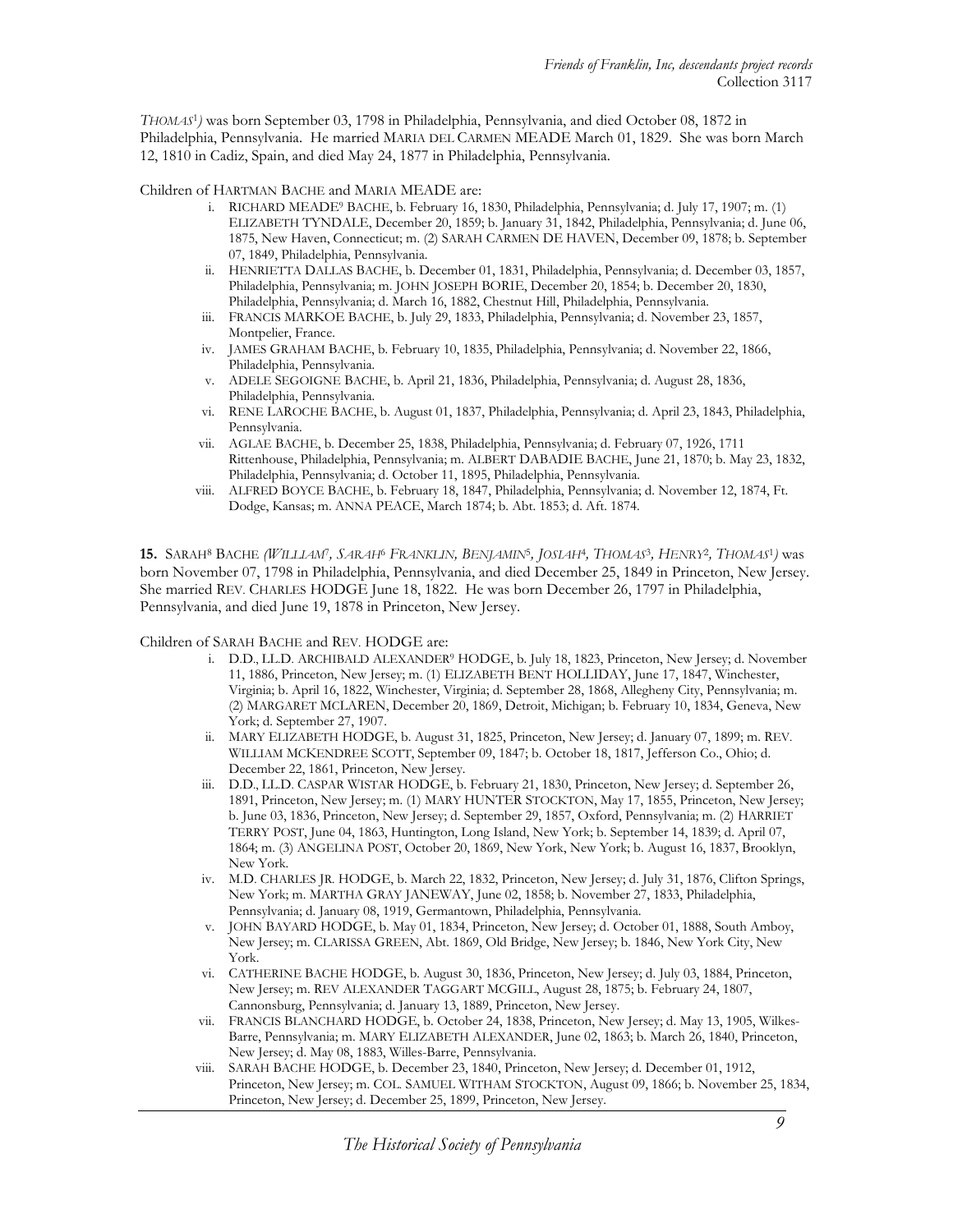*THOMAS*[1]*)* was born September 03, 1798 in Philadelphia, Pennsylvania, and died October 08, 1872 in Philadelphia, Pennsylvania. He married MARIA DEL CARMEN MEADE March 01, 1829. She was born March 12, 1810 in Cadiz, Spain, and died May 24, 1877 in Philadelphia, Pennsylvania.

Children of HARTMAN BACHE and MARIA MEADE are:

i. RICHARD MEADE[9] BACHE, b. February 16, 1830, Philadelphia, Pennsylvania; d. July 17, 1907; m. (1) ELIZABETH TYNDALE, December 20, 1859; b. January 31, 1842, Philadelphia, Pennsylvania; d. June 06, 1875, New Haven, Connecticut; m. (2) SARAH CARMEN DE HAVEN, December 09, 1878; b. September 07, 1849, Philadelphia, Pennsylvania.

ii. HENRIETTA DALLAS BACHE, b. December 01, 1831, Philadelphia, Pennsylvania; d. December 03, 1857, Philadelphia, Pennsylvania; m. JOHN JOSEPH BORIE, December 20, 1854; b. December 20, 1830, Philadelphia, Pennsylvania; d. March 16, 1882, Chestnut Hill, Philadelphia, Pennsylvania.

iii. FRANCIS MARKOE BACHE, b. July 29, 1833, Philadelphia, Pennsylvania; d. November 23, 1857, Montpelier, France.

iv. JAMES GRAHAM BACHE, b. February 10, 1835, Philadelphia, Pennsylvania; d. November 22, 1866, Philadelphia, Pennsylvania.

v. ADELE SEGOIGNE BACHE, b. April 21, 1836, Philadelphia, Pennsylvania; d. August 28, 1836, Philadelphia, Pennsylvania.

vi. RENE LAROCHE BACHE, b. August 01, 1837, Philadelphia, Pennsylvania; d. April 23, 1843, Philadelphia, Pennsylvania.

vii. AGLAE BACHE, b. December 25, 1838, Philadelphia, Pennsylvania; d. February 07, 1926, 1711 Rittenhouse, Philadelphia, Pennsylvania; m. ALBERT DABADIE BACHE, June 21, 1870; b. May 23, 1832, Philadelphia, Pennsylvania; d. October 11, 1895, Philadelphia, Pennsylvania.

viii. ALFRED BOYCE BACHE, b. February 18, 1847, Philadelphia, Pennsylvania; d. November 12, 1874, Ft. Dodge, Kansas; m. ANNA PEACE, March 1874; b. Abt. 1853; d. Aft. 1874.

**15.** SARAH[8] BACHE *(WILLIAM*[7]*, SARAH*[6] *FRANKLIN, BENJAMIN*[5]*, JOSIAH*[4]*, THOMAS*[3]*, HENRY*[2]*, THOMAS*[1]*)* was born November 07, 1798 in Philadelphia, Pennsylvania, and died December 25, 1849 in Princeton, New Jersey. She married REV. CHARLES HODGE June 18, 1822. He was born December 26, 1797 in Philadelphia, Pennsylvania, and died June 19, 1878 in Princeton, New Jersey.

Children of SARAH BACHE and REV. HODGE are:

i. D.D., LL.D. ARCHIBALD ALEXANDER[9] HODGE, b. July 18, 1823, Princeton, New Jersey; d. November 11, 1886, Princeton, New Jersey; m. (1) ELIZABETH BENT HOLLIDAY, June 17, 1847, Winchester, Virginia; b. April 16, 1822, Winchester, Virginia; d. September 28, 1868, Allegheny City, Pennsylvania; m. (2) MARGARET MCLAREN, December 20, 1869, Detroit, Michigan; b. February 10, 1834, Geneva, New York; d. September 27, 1907.

ii. MARY ELIZABETH HODGE, b. August 31, 1825, Princeton, New Jersey; d. January 07, 1899; m. REV. WILLIAM MCKENDREE SCOTT, September 09, 1847; b. October 18, 1817, Jefferson Co., Ohio; d. December 22, 1861, Princeton, New Jersey.

iii. D.D., LL.D. CASPAR WISTAR HODGE, b. February 21, 1830, Princeton, New Jersey; d. September 26, 1891, Princeton, New Jersey; m. (1) MARY HUNTER STOCKTON, May 17, 1855, Princeton, New Jersey; b. June 03, 1836, Princeton, New Jersey; d. September 29, 1857, Oxford, Pennsylvania; m. (2) HARRIET TERRY POST, June 04, 1863, Huntington, Long Island, New York; b. September 14, 1839; d. April 07, 1864; m. (3) ANGELINA POST, October 20, 1869, New York, New York; b. August 16, 1837, Brooklyn, New York.

iv. M.D. CHARLES JR. HODGE, b. March 22, 1832, Princeton, New Jersey; d. July 31, 1876, Clifton Springs, New York; m. MARTHA GRAY JANEWAY, June 02, 1858; b. November 27, 1833, Philadelphia, Pennsylvania; d. January 08, 1919, Germantown, Philadelphia, Pennsylvania.

v. JOHN BAYARD HODGE, b. May 01, 1834, Princeton, New Jersey; d. October 01, 1888, South Amboy, New Jersey; m. CLARISSA GREEN, Abt. 1869, Old Bridge, New Jersey; b. 1846, New York City, New York.

vi. CATHERINE BACHE HODGE, b. August 30, 1836, Princeton, New Jersey; d. July 03, 1884, Princeton, New Jersey; m. REV ALEXANDER TAGGART MCGILL, August 28, 1875; b. February 24, 1807, Cannonsburg, Pennsylvania; d. January 13, 1889, Princeton, New Jersey.

vii. FRANCIS BLANCHARD HODGE, b. October 24, 1838, Princeton, New Jersey; d. May 13, 1905, Wilkes-Barre, Pennsylvania; m. MARY ELIZABETH ALEXANDER, June 02, 1863; b. March 26, 1840, Princeton, New Jersey; d. May 08, 1883, Willes-Barre, Pennsylvania.

viii. SARAH BACHE HODGE, b. December 23, 1840, Princeton, New Jersey; d. December 01, 1912, Princeton, New Jersey; m. COL. SAMUEL WITHAM STOCKTON, August 09, 1866; b. November 25, 1834, Princeton, New Jersey; d. December 25, 1899, Princeton, New Jersey.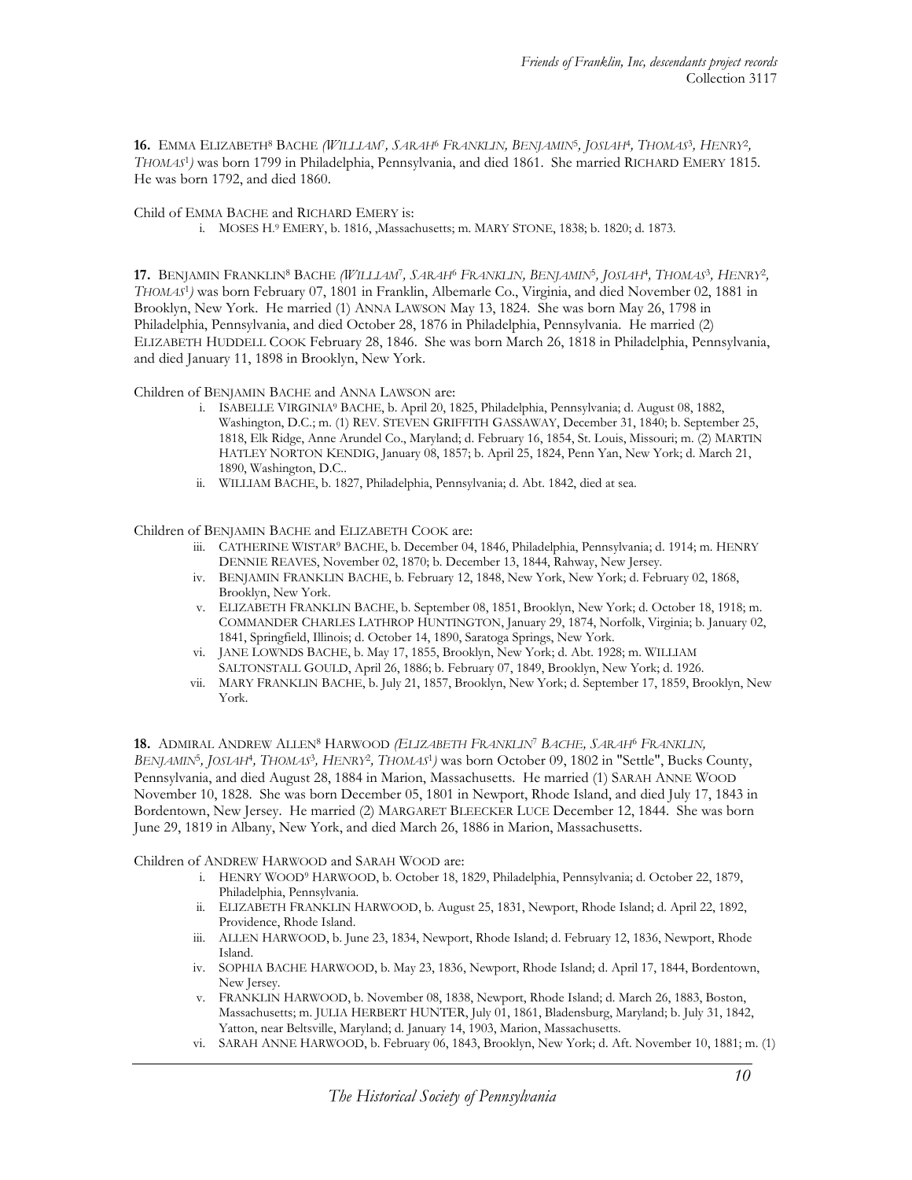**16.** EMMA ELIZABETH[8] BACHE *(WILLIAM[7], SARAH[6] FRANKLIN, BENJAMIN[5], JOSIAH[4], THOMAS[3], HENRY[2], THOMAS[1])* was born 1799 in Philadelphia, Pennsylvania, and died 1861. She married RICHARD EMERY 1815. He was born 1792, and died 1860.

Child of EMMA BACHE and RICHARD EMERY is:

i. MOSES H.[9] EMERY, b. 1816, ,Massachusetts; m. MARY STONE, 1838; b. 1820; d. 1873.

**17.** BENJAMIN FRANKLIN[8] BACHE *(WILLIAM[7], SARAH[6] FRANKLIN, BENJAMIN[5], JOSIAH[4], THOMAS[3], HENRY[2], THOMAS[1])* was born February 07, 1801 in Franklin, Albemarle Co., Virginia, and died November 02, 1881 in Brooklyn, New York. He married (1) ANNA LAWSON May 13, 1824. She was born May 26, 1798 in Philadelphia, Pennsylvania, and died October 28, 1876 in Philadelphia, Pennsylvania. He married (2) ELIZABETH HUDDELL COOK February 28, 1846. She was born March 26, 1818 in Philadelphia, Pennsylvania, and died January 11, 1898 in Brooklyn, New York.

Children of BENJAMIN BACHE and ANNA LAWSON are:

i. ISABELLE VIRGINIA[9] BACHE, b. April 20, 1825, Philadelphia, Pennsylvania; d. August 08, 1882, Washington, D.C.; m. (1) REV. STEVEN GRIFFITH GASSAWAY, December 31, 1840; b. September 25, 1818, Elk Ridge, Anne Arundel Co., Maryland; d. February 16, 1854, St. Louis, Missouri; m. (2) MARTIN HATLEY NORTON KENDIG, January 08, 1857; b. April 25, 1824, Penn Yan, New York; d. March 21, 1890, Washington, D.C..

ii. WILLIAM BACHE, b. 1827, Philadelphia, Pennsylvania; d. Abt. 1842, died at sea.

Children of BENJAMIN BACHE and ELIZABETH COOK are:

iii. CATHERINE WISTAR[9] BACHE, b. December 04, 1846, Philadelphia, Pennsylvania; d. 1914; m. HENRY DENNIE REAVES, November 02, 1870; b. December 13, 1844, Rahway, New Jersey.

iv. BENJAMIN FRANKLIN BACHE, b. February 12, 1848, New York, New York; d. February 02, 1868, Brooklyn, New York.

v. ELIZABETH FRANKLIN BACHE, b. September 08, 1851, Brooklyn, New York; d. October 18, 1918; m. COMMANDER CHARLES LATHROP HUNTINGTON, January 29, 1874, Norfolk, Virginia; b. January 02, 1841, Springfield, Illinois; d. October 14, 1890, Saratoga Springs, New York.

vi. JANE LOWNDS BACHE, b. May 17, 1855, Brooklyn, New York; d. Abt. 1928; m. WILLIAM SALTONSTALL GOULD, April 26, 1886; b. February 07, 1849, Brooklyn, New York; d. 1926.

vii. MARY FRANKLIN BACHE, b. July 21, 1857, Brooklyn, New York; d. September 17, 1859, Brooklyn, New York.

**18.** ADMIRAL ANDREW ALLEN[8] HARWOOD *(ELIZABETH FRANKLIN[7] BACHE, SARAH[6] FRANKLIN, BENJAMIN[5], JOSIAH[4], THOMAS[3], HENRY[2], THOMAS[1])* was born October 09, 1802 in "Settle", Bucks County, Pennsylvania, and died August 28, 1884 in Marion, Massachusetts. He married (1) SARAH ANNE WOOD November 10, 1828. She was born December 05, 1801 in Newport, Rhode Island, and died July 17, 1843 in Bordentown, New Jersey. He married (2) MARGARET BLEECKER LUCE December 12, 1844. She was born June 29, 1819 in Albany, New York, and died March 26, 1886 in Marion, Massachusetts.

Children of ANDREW HARWOOD and SARAH WOOD are:

i. HENRY WOOD[9] HARWOOD, b. October 18, 1829, Philadelphia, Pennsylvania; d. October 22, 1879, Philadelphia, Pennsylvania.

ii. ELIZABETH FRANKLIN HARWOOD, b. August 25, 1831, Newport, Rhode Island; d. April 22, 1892, Providence, Rhode Island.

iii. ALLEN HARWOOD, b. June 23, 1834, Newport, Rhode Island; d. February 12, 1836, Newport, Rhode Island.

iv. SOPHIA BACHE HARWOOD, b. May 23, 1836, Newport, Rhode Island; d. April 17, 1844, Bordentown, New Jersey.

v. FRANKLIN HARWOOD, b. November 08, 1838, Newport, Rhode Island; d. March 26, 1883, Boston, Massachusetts; m. JULIA HERBERT HUNTER, July 01, 1861, Bladensburg, Maryland; b. July 31, 1842, Yatton, near Beltsville, Maryland; d. January 14, 1903, Marion, Massachusetts.

vi. SARAH ANNE HARWOOD, b. February 06, 1843, Brooklyn, New York; d. Aft. November 10, 1881; m. (1)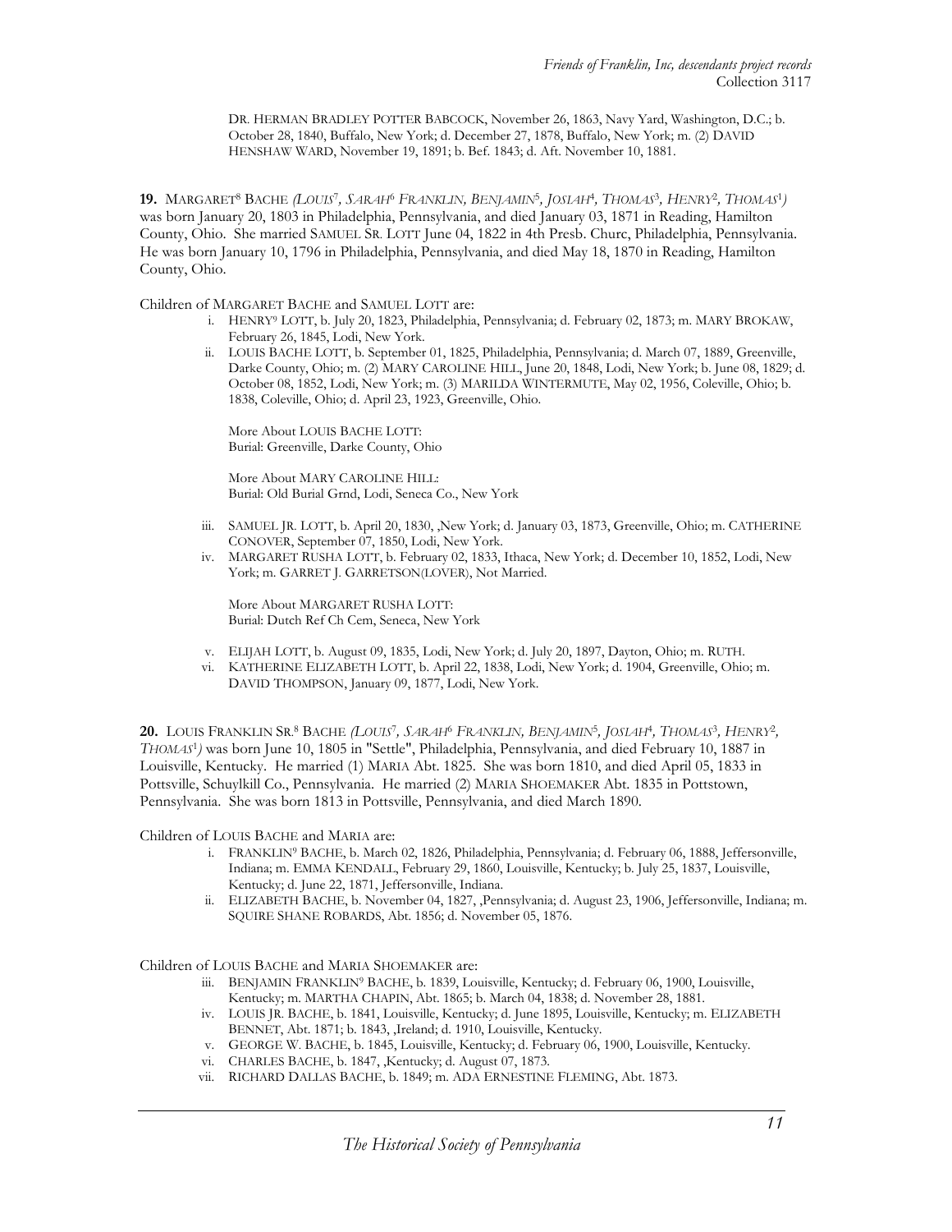DR. HERMAN BRADLEY POTTER BABCOCK, November 26, 1863, Navy Yard, Washington, D.C.; b. October 28, 1840, Buffalo, New York; d. December 27, 1878, Buffalo, New York; m. (2) DAVID HENSHAW WARD, November 19, 1891; b. Bef. 1843; d. Aft. November 10, 1881.

**19.** MARGARET[8] BACHE *(LOUIS[7], SARAH[6] FRANKLIN, BENJAMIN[5], JOSIAH[4], THOMAS[3], HENRY[2], THOMAS[1])* was born January 20, 1803 in Philadelphia, Pennsylvania, and died January 03, 1871 in Reading, Hamilton County, Ohio. She married SAMUEL SR. LOTT June 04, 1822 in 4th Presb. Churc, Philadelphia, Pennsylvania. He was born January 10, 1796 in Philadelphia, Pennsylvania, and died May 18, 1870 in Reading, Hamilton County, Ohio.

Children of MARGARET BACHE and SAMUEL LOTT are:

i. HENRY[9] LOTT, b. July 20, 1823, Philadelphia, Pennsylvania; d. February 02, 1873; m. MARY BROKAW, February 26, 1845, Lodi, New York.

ii. LOUIS BACHE LOTT, b. September 01, 1825, Philadelphia, Pennsylvania; d. March 07, 1889, Greenville, Darke County, Ohio; m. (2) MARY CAROLINE HILL, June 20, 1848, Lodi, New York; b. June 08, 1829; d. October 08, 1852, Lodi, New York; m. (3) MARILDA WINTERMUTE, May 02, 1956, Coleville, Ohio; b. 1838, Coleville, Ohio; d. April 23, 1923, Greenville, Ohio.

More About LOUIS BACHE LOTT:
Burial: Greenville, Darke County, Ohio

More About MARY CAROLINE HILL:
Burial: Old Burial Grnd, Lodi, Seneca Co., New York

iii. SAMUEL JR. LOTT, b. April 20, 1830, ,New York; d. January 03, 1873, Greenville, Ohio; m. CATHERINE CONOVER, September 07, 1850, Lodi, New York.

iv. MARGARET RUSHA LOTT, b. February 02, 1833, Ithaca, New York; d. December 10, 1852, Lodi, New York; m. GARRET J. GARRETSON(LOVER), Not Married.

More About MARGARET RUSHA LOTT:
Burial: Dutch Ref Ch Cem, Seneca, New York

v. ELIJAH LOTT, b. August 09, 1835, Lodi, New York; d. July 20, 1897, Dayton, Ohio; m. RUTH.

vi. KATHERINE ELIZABETH LOTT, b. April 22, 1838, Lodi, New York; d. 1904, Greenville, Ohio; m. DAVID THOMPSON, January 09, 1877, Lodi, New York.

**20.** LOUIS FRANKLIN SR.[8] BACHE *(LOUIS[7], SARAH[6] FRANKLIN, BENJAMIN[5], JOSIAH[4], THOMAS[3], HENRY[2], THOMAS[1])* was born June 10, 1805 in "Settle", Philadelphia, Pennsylvania, and died February 10, 1887 in Louisville, Kentucky. He married (1) MARIA Abt. 1825. She was born 1810, and died April 05, 1833 in Pottsville, Schuylkill Co., Pennsylvania. He married (2) MARIA SHOEMAKER Abt. 1835 in Pottstown, Pennsylvania. She was born 1813 in Pottsville, Pennsylvania, and died March 1890.

Children of LOUIS BACHE and MARIA are:

i. FRANKLIN[9] BACHE, b. March 02, 1826, Philadelphia, Pennsylvania; d. February 06, 1888, Jeffersonville, Indiana; m. EMMA KENDALL, February 29, 1860, Louisville, Kentucky; b. July 25, 1837, Louisville, Kentucky; d. June 22, 1871, Jeffersonville, Indiana.

ii. ELIZABETH BACHE, b. November 04, 1827, ,Pennsylvania; d. August 23, 1906, Jeffersonville, Indiana; m. SQUIRE SHANE ROBARDS, Abt. 1856; d. November 05, 1876.

Children of LOUIS BACHE and MARIA SHOEMAKER are:

iii. BENJAMIN FRANKLIN[9] BACHE, b. 1839, Louisville, Kentucky; d. February 06, 1900, Louisville, Kentucky; m. MARTHA CHAPIN, Abt. 1865; b. March 04, 1838; d. November 28, 1881.

iv. LOUIS JR. BACHE, b. 1841, Louisville, Kentucky; d. June 1895, Louisville, Kentucky; m. ELIZABETH BENNET, Abt. 1871; b. 1843, ,Ireland; d. 1910, Louisville, Kentucky.

v. GEORGE W. BACHE, b. 1845, Louisville, Kentucky; d. February 06, 1900, Louisville, Kentucky.

vi. CHARLES BACHE, b. 1847, ,Kentucky; d. August 07, 1873.

vii. RICHARD DALLAS BACHE, b. 1849; m. ADA ERNESTINE FLEMING, Abt. 1873.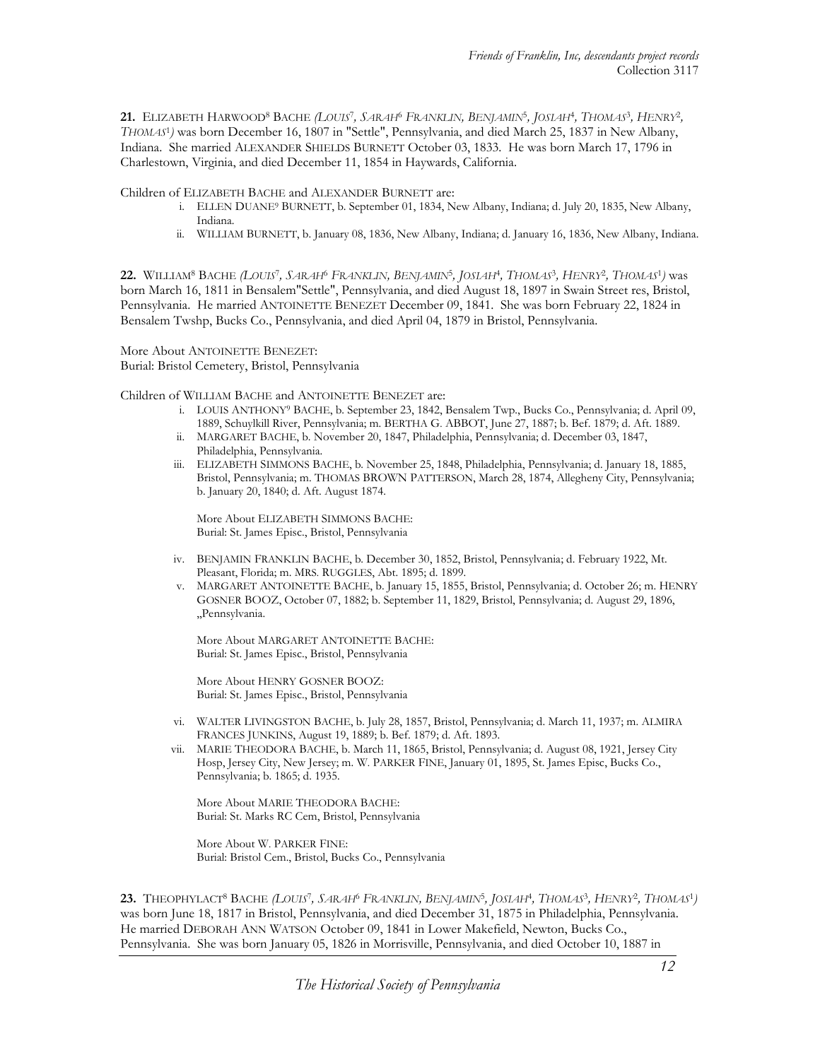**21.** ELIZABETH HARWOOD[8] BACHE *(LOUIS[7], SARAH[6] FRANKLIN, BENJAMIN[5], JOSIAH[4], THOMAS[3], HENRY[2], THOMAS[1])* was born December 16, 1807 in "Settle", Pennsylvania, and died March 25, 1837 in New Albany, Indiana. She married ALEXANDER SHIELDS BURNETT October 03, 1833. He was born March 17, 1796 in Charlestown, Virginia, and died December 11, 1854 in Haywards, California.

Children of ELIZABETH BACHE and ALEXANDER BURNETT are:

- i. ELLEN DUANE[9] BURNETT, b. September 01, 1834, New Albany, Indiana; d. July 20, 1835, New Albany, Indiana.
- ii. WILLIAM BURNETT, b. January 08, 1836, New Albany, Indiana; d. January 16, 1836, New Albany, Indiana.

**22.** WILLIAM[8] BACHE *(LOUIS[7], SARAH[6] FRANKLIN, BENJAMIN[5], JOSIAH[4], THOMAS[3], HENRY[2], THOMAS[1])* was born March 16, 1811 in Bensalem"Settle", Pennsylvania, and died August 18, 1897 in Swain Street res, Bristol, Pennsylvania. He married ANTOINETTE BENEZET December 09, 1841. She was born February 22, 1824 in Bensalem Twshp, Bucks Co., Pennsylvania, and died April 04, 1879 in Bristol, Pennsylvania.

More About ANTOINETTE BENEZET:
Burial: Bristol Cemetery, Bristol, Pennsylvania

Children of WILLIAM BACHE and ANTOINETTE BENEZET are:

- i. LOUIS ANTHONY[9] BACHE, b. September 23, 1842, Bensalem Twp., Bucks Co., Pennsylvania; d. April 09, 1889, Schuylkill River, Pennsylvania; m. BERTHA G. ABBOT, June 27, 1887; b. Bef. 1879; d. Aft. 1889.
- ii. MARGARET BACHE, b. November 20, 1847, Philadelphia, Pennsylvania; d. December 03, 1847, Philadelphia, Pennsylvania.
- iii. ELIZABETH SIMMONS BACHE, b. November 25, 1848, Philadelphia, Pennsylvania; d. January 18, 1885, Bristol, Pennsylvania; m. THOMAS BROWN PATTERSON, March 28, 1874, Allegheny City, Pennsylvania; b. January 20, 1840; d. Aft. August 1874.

  More About ELIZABETH SIMMONS BACHE:
  Burial: St. James Episc., Bristol, Pennsylvania

- iv. BENJAMIN FRANKLIN BACHE, b. December 30, 1852, Bristol, Pennsylvania; d. February 1922, Mt. Pleasant, Florida; m. MRS. RUGGLES, Abt. 1895; d. 1899.
- v. MARGARET ANTOINETTE BACHE, b. January 15, 1855, Bristol, Pennsylvania; d. October 26; m. HENRY GOSNER BOOZ, October 07, 1882; b. September 11, 1829, Bristol, Pennsylvania; d. August 29, 1896, ,,Pennsylvania.

  More About MARGARET ANTOINETTE BACHE:
  Burial: St. James Episc., Bristol, Pennsylvania

  More About HENRY GOSNER BOOZ:
  Burial: St. James Episc., Bristol, Pennsylvania

- vi. WALTER LIVINGSTON BACHE, b. July 28, 1857, Bristol, Pennsylvania; d. March 11, 1937; m. ALMIRA FRANCES JUNKINS, August 19, 1889; b. Bef. 1879; d. Aft. 1893.
- vii. MARIE THEODORA BACHE, b. March 11, 1865, Bristol, Pennsylvania; d. August 08, 1921, Jersey City Hosp, Jersey City, New Jersey; m. W. PARKER FINE, January 01, 1895, St. James Episc, Bucks Co., Pennsylvania; b. 1865; d. 1935.

  More About MARIE THEODORA BACHE:
  Burial: St. Marks RC Cem, Bristol, Pennsylvania

  More About W. PARKER FINE:
  Burial: Bristol Cem., Bristol, Bucks Co., Pennsylvania

**23.** THEOPHYLACT[8] BACHE *(LOUIS[7], SARAH[6] FRANKLIN, BENJAMIN[5], JOSIAH[4], THOMAS[3], HENRY[2], THOMAS[1])* was born June 18, 1817 in Bristol, Pennsylvania, and died December 31, 1875 in Philadelphia, Pennsylvania. He married DEBORAH ANN WATSON October 09, 1841 in Lower Makefield, Newton, Bucks Co., Pennsylvania. She was born January 05, 1826 in Morrisville, Pennsylvania, and died October 10, 1887 in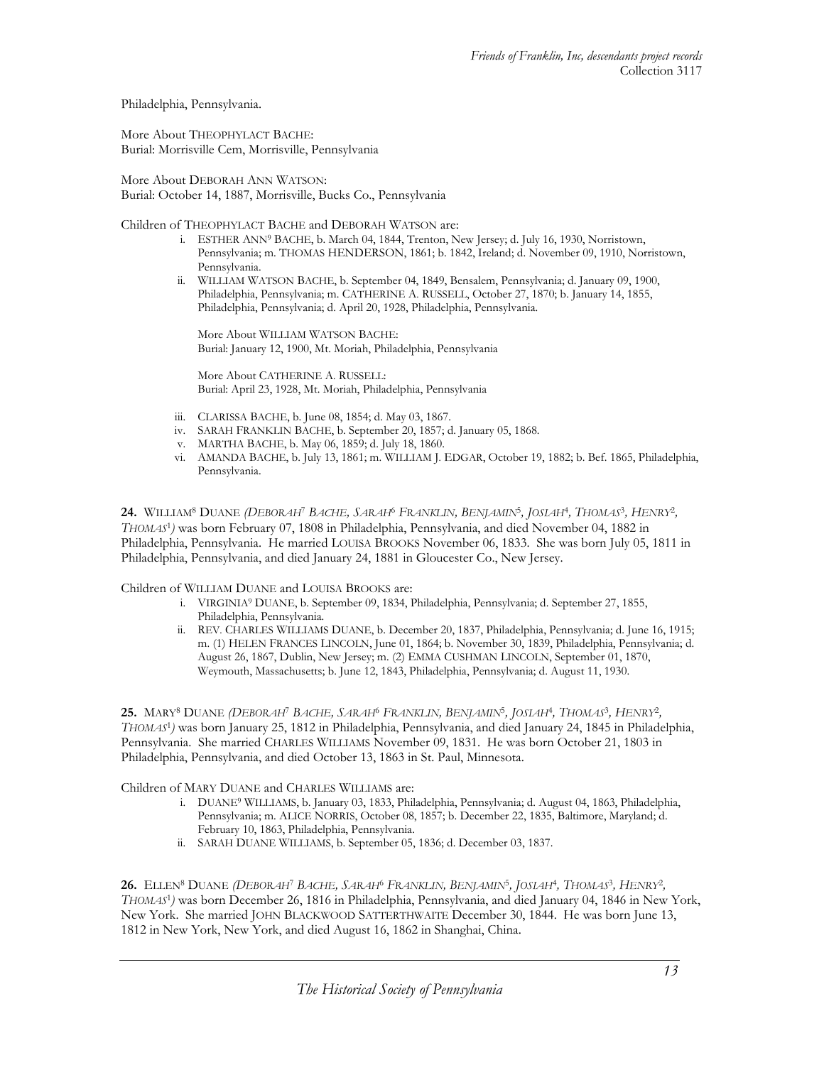Philadelphia, Pennsylvania.

More About THEOPHYLACT BACHE:
Burial: Morrisville Cem, Morrisville, Pennsylvania

More About DEBORAH ANN WATSON:
Burial: October 14, 1887, Morrisville, Bucks Co., Pennsylvania

Children of THEOPHYLACT BACHE and DEBORAH WATSON are:

i. ESTHER ANN[9] BACHE, b. March 04, 1844, Trenton, New Jersey; d. July 16, 1930, Norristown, Pennsylvania; m. THOMAS HENDERSON, 1861; b. 1842, Ireland; d. November 09, 1910, Norristown, Pennsylvania.

ii. WILLIAM WATSON BACHE, b. September 04, 1849, Bensalem, Pennsylvania; d. January 09, 1900, Philadelphia, Pennsylvania; m. CATHERINE A. RUSSELL, October 27, 1870; b. January 14, 1855, Philadelphia, Pennsylvania; d. April 20, 1928, Philadelphia, Pennsylvania.

More About WILLIAM WATSON BACHE:
Burial: January 12, 1900, Mt. Moriah, Philadelphia, Pennsylvania

More About CATHERINE A. RUSSELL:
Burial: April 23, 1928, Mt. Moriah, Philadelphia, Pennsylvania

iii. CLARISSA BACHE, b. June 08, 1854; d. May 03, 1867.

iv. SARAH FRANKLIN BACHE, b. September 20, 1857; d. January 05, 1868.

v. MARTHA BACHE, b. May 06, 1859; d. July 18, 1860.

vi. AMANDA BACHE, b. July 13, 1861; m. WILLIAM J. EDGAR, October 19, 1882; b. Bef. 1865, Philadelphia, Pennsylvania.

**24.** WILLIAM[8] DUANE *(DEBORAH[7] BACHE, SARAH[6] FRANKLIN, BENJAMIN[5], JOSIAH[4], THOMAS[3], HENRY[2], THOMAS[1])* was born February 07, 1808 in Philadelphia, Pennsylvania, and died November 04, 1882 in Philadelphia, Pennsylvania. He married LOUISA BROOKS November 06, 1833. She was born July 05, 1811 in Philadelphia, Pennsylvania, and died January 24, 1881 in Gloucester Co., New Jersey.

Children of WILLIAM DUANE and LOUISA BROOKS are:

i. VIRGINIA[9] DUANE, b. September 09, 1834, Philadelphia, Pennsylvania; d. September 27, 1855, Philadelphia, Pennsylvania.

ii. REV. CHARLES WILLIAMS DUANE, b. December 20, 1837, Philadelphia, Pennsylvania; d. June 16, 1915; m. (1) HELEN FRANCES LINCOLN, June 01, 1864; b. November 30, 1839, Philadelphia, Pennsylvania; d. August 26, 1867, Dublin, New Jersey; m. (2) EMMA CUSHMAN LINCOLN, September 01, 1870, Weymouth, Massachusetts; b. June 12, 1843, Philadelphia, Pennsylvania; d. August 11, 1930.

**25.** MARY[8] DUANE *(DEBORAH[7] BACHE, SARAH[6] FRANKLIN, BENJAMIN[5], JOSIAH[4], THOMAS[3], HENRY[2], THOMAS[1])* was born January 25, 1812 in Philadelphia, Pennsylvania, and died January 24, 1845 in Philadelphia, Pennsylvania. She married CHARLES WILLIAMS November 09, 1831. He was born October 21, 1803 in Philadelphia, Pennsylvania, and died October 13, 1863 in St. Paul, Minnesota.

Children of MARY DUANE and CHARLES WILLIAMS are:

i. DUANE[9] WILLIAMS, b. January 03, 1833, Philadelphia, Pennsylvania; d. August 04, 1863, Philadelphia, Pennsylvania; m. ALICE NORRIS, October 08, 1857; b. December 22, 1835, Baltimore, Maryland; d. February 10, 1863, Philadelphia, Pennsylvania.

ii. SARAH DUANE WILLIAMS, b. September 05, 1836; d. December 03, 1837.

**26.** ELLEN[8] DUANE *(DEBORAH[7] BACHE, SARAH[6] FRANKLIN, BENJAMIN[5], JOSIAH[4], THOMAS[3], HENRY[2], THOMAS[1])* was born December 26, 1816 in Philadelphia, Pennsylvania, and died January 04, 1846 in New York, New York. She married JOHN BLACKWOOD SATTERTHWAITE December 30, 1844. He was born June 13, 1812 in New York, New York, and died August 16, 1862 in Shanghai, China.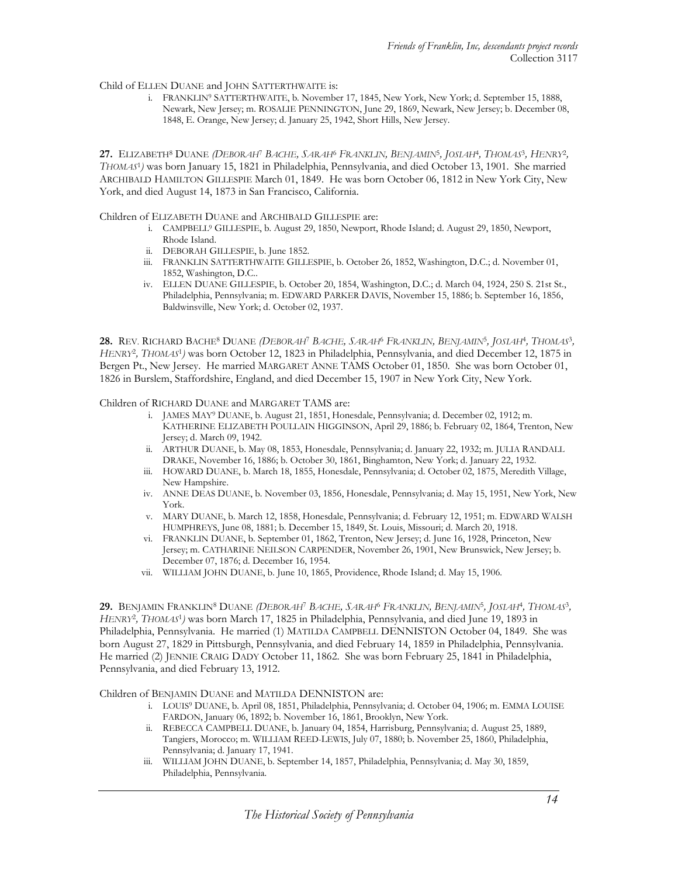Child of ELLEN DUANE and JOHN SATTERTHWAITE is:

i. FRANKLIN[9] SATTERTHWAITE, b. November 17, 1845, New York, New York; d. September 15, 1888, Newark, New Jersey; m. ROSALIE PENNINGTON, June 29, 1869, Newark, New Jersey; b. December 08, 1848, E. Orange, New Jersey; d. January 25, 1942, Short Hills, New Jersey.

**27.** ELIZABETH[8] DUANE *(DEBORAH[7] BACHE, SARAH[6] FRANKLIN, BENJAMIN[5], JOSIAH[4], THOMAS[3], HENRY[2], THOMAS[1])* was born January 15, 1821 in Philadelphia, Pennsylvania, and died October 13, 1901. She married ARCHIBALD HAMILTON GILLESPIE March 01, 1849. He was born October 06, 1812 in New York City, New York, and died August 14, 1873 in San Francisco, California.

Children of ELIZABETH DUANE and ARCHIBALD GILLESPIE are:

i. CAMPBELL[9] GILLESPIE, b. August 29, 1850, Newport, Rhode Island; d. August 29, 1850, Newport, Rhode Island.
ii. DEBORAH GILLESPIE, b. June 1852.
iii. FRANKLIN SATTERTHWAITE GILLESPIE, b. October 26, 1852, Washington, D.C.; d. November 01, 1852, Washington, D.C..
iv. ELLEN DUANE GILLESPIE, b. October 20, 1854, Washington, D.C.; d. March 04, 1924, 250 S. 21st St., Philadelphia, Pennsylvania; m. EDWARD PARKER DAVIS, November 15, 1886; b. September 16, 1856, Baldwinsville, New York; d. October 02, 1937.

**28.** REV. RICHARD BACHE[8] DUANE *(DEBORAH[7] BACHE, SARAH[6] FRANKLIN, BENJAMIN[5], JOSIAH[4], THOMAS[3], HENRY[2], THOMAS[1])* was born October 12, 1823 in Philadelphia, Pennsylvania, and died December 12, 1875 in Bergen Pt., New Jersey. He married MARGARET ANNE TAMS October 01, 1850. She was born October 01, 1826 in Burslem, Staffordshire, England, and died December 15, 1907 in New York City, New York.

Children of RICHARD DUANE and MARGARET TAMS are:

i. JAMES MAY[9] DUANE, b. August 21, 1851, Honesdale, Pennsylvania; d. December 02, 1912; m. KATHERINE ELIZABETH POULLAIN HIGGINSON, April 29, 1886; b. February 02, 1864, Trenton, New Jersey; d. March 09, 1942.
ii. ARTHUR DUANE, b. May 08, 1853, Honesdale, Pennsylvania; d. January 22, 1932; m. JULIA RANDALL DRAKE, November 16, 1886; b. October 30, 1861, Binghamton, New York; d. January 22, 1932.
iii. HOWARD DUANE, b. March 18, 1855, Honesdale, Pennsylvania; d. October 02, 1875, Meredith Village, New Hampshire.
iv. ANNE DEAS DUANE, b. November 03, 1856, Honesdale, Pennsylvania; d. May 15, 1951, New York, New York.
v. MARY DUANE, b. March 12, 1858, Honesdale, Pennsylvania; d. February 12, 1951; m. EDWARD WALSH HUMPHREYS, June 08, 1881; b. December 15, 1849, St. Louis, Missouri; d. March 20, 1918.
vi. FRANKLIN DUANE, b. September 01, 1862, Trenton, New Jersey; d. June 16, 1928, Princeton, New Jersey; m. CATHARINE NEILSON CARPENDER, November 26, 1901, New Brunswick, New Jersey; b. December 07, 1876; d. December 16, 1954.
vii. WILLIAM JOHN DUANE, b. June 10, 1865, Providence, Rhode Island; d. May 15, 1906.

**29.** BENJAMIN FRANKLIN[8] DUANE *(DEBORAH[7] BACHE, SARAH[6] FRANKLIN, BENJAMIN[5], JOSIAH[4], THOMAS[3], HENRY[2], THOMAS[1])* was born March 17, 1825 in Philadelphia, Pennsylvania, and died June 19, 1893 in Philadelphia, Pennsylvania. He married (1) MATILDA CAMPBELL DENNISTON October 04, 1849. She was born August 27, 1829 in Pittsburgh, Pennsylvania, and died February 14, 1859 in Philadelphia, Pennsylvania. He married (2) JENNIE CRAIG DADY October 11, 1862. She was born February 25, 1841 in Philadelphia, Pennsylvania, and died February 13, 1912.

Children of BENJAMIN DUANE and MATILDA DENNISTON are:

i. LOUIS[9] DUANE, b. April 08, 1851, Philadelphia, Pennsylvania; d. October 04, 1906; m. EMMA LOUISE FARDON, January 06, 1892; b. November 16, 1861, Brooklyn, New York.
ii. REBECCA CAMPBELL DUANE, b. January 04, 1854, Harrisburg, Pennsylvania; d. August 25, 1889, Tangiers, Morocco; m. WILLIAM REED-LEWIS, July 07, 1880; b. November 25, 1860, Philadelphia, Pennsylvania; d. January 17, 1941.
iii. WILLIAM JOHN DUANE, b. September 14, 1857, Philadelphia, Pennsylvania; d. May 30, 1859, Philadelphia, Pennsylvania.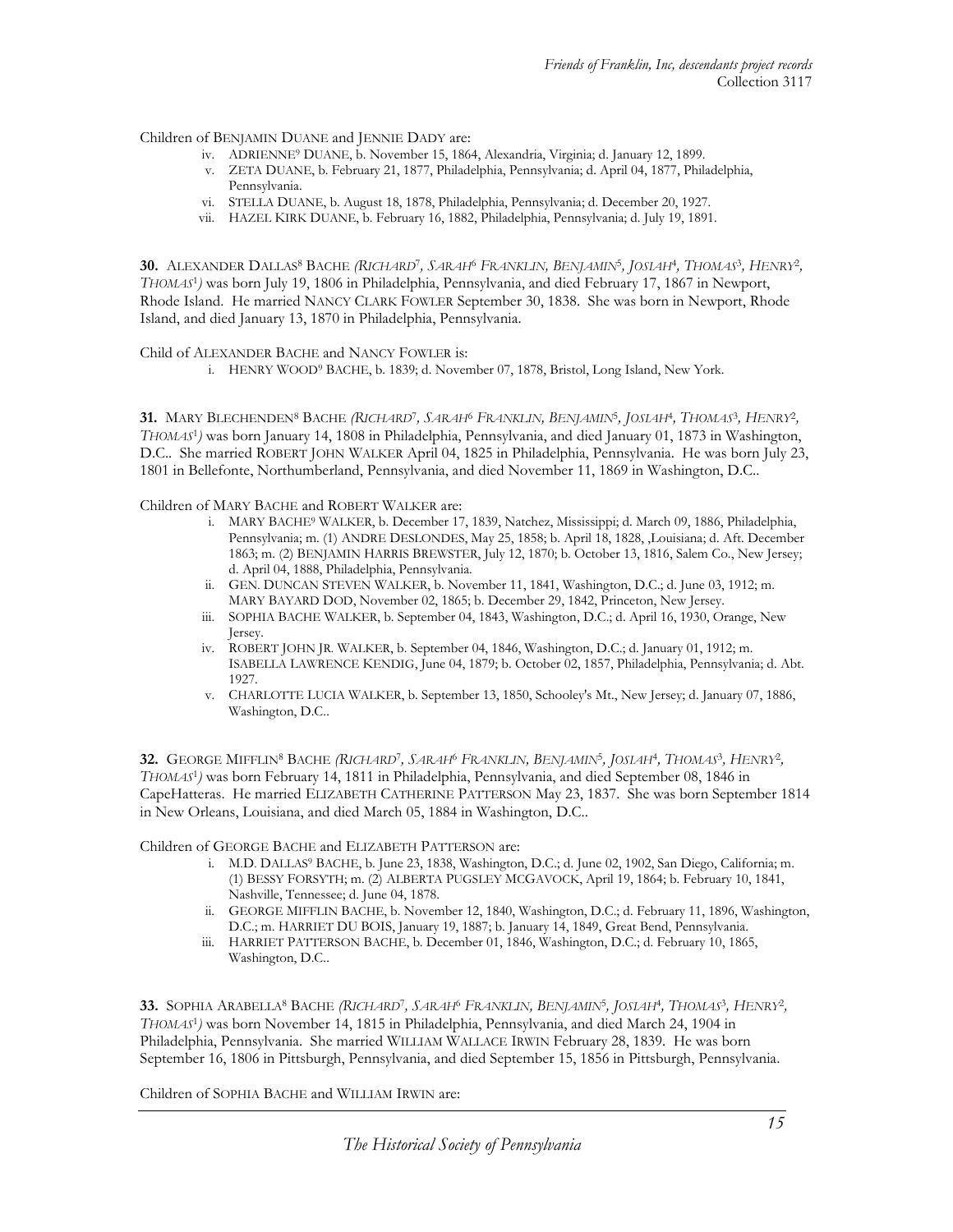Children of BENJAMIN DUANE and JENNIE DADY are:

- iv. ADRIENNE[9] DUANE, b. November 15, 1864, Alexandria, Virginia; d. January 12, 1899.
- v. ZETA DUANE, b. February 21, 1877, Philadelphia, Pennsylvania; d. April 04, 1877, Philadelphia, Pennsylvania.
- vi. STELLA DUANE, b. August 18, 1878, Philadelphia, Pennsylvania; d. December 20, 1927.
- vii. HAZEL KIRK DUANE, b. February 16, 1882, Philadelphia, Pennsylvania; d. July 19, 1891.

**30.** ALEXANDER DALLAS[8] BACHE *(RICHARD[7], SARAH[6] FRANKLIN, BENJAMIN[5], JOSIAH[4], THOMAS[3], HENRY[2], THOMAS[1])* was born July 19, 1806 in Philadelphia, Pennsylvania, and died February 17, 1867 in Newport, Rhode Island. He married NANCY CLARK FOWLER September 30, 1838. She was born in Newport, Rhode Island, and died January 13, 1870 in Philadelphia, Pennsylvania.

Child of ALEXANDER BACHE and NANCY FOWLER is:

- i. HENRY WOOD[9] BACHE, b. 1839; d. November 07, 1878, Bristol, Long Island, New York.

**31.** MARY BLECHENDEN[8] BACHE *(RICHARD[7], SARAH[6] FRANKLIN, BENJAMIN[5], JOSIAH[4], THOMAS[3], HENRY[2], THOMAS[1])* was born January 14, 1808 in Philadelphia, Pennsylvania, and died January 01, 1873 in Washington, D.C.. She married ROBERT JOHN WALKER April 04, 1825 in Philadelphia, Pennsylvania. He was born July 23, 1801 in Bellefonte, Northumberland, Pennsylvania, and died November 11, 1869 in Washington, D.C..

Children of MARY BACHE and ROBERT WALKER are:

- i. MARY BACHE[9] WALKER, b. December 17, 1839, Natchez, Mississippi; d. March 09, 1886, Philadelphia, Pennsylvania; m. (1) ANDRE DESLONDES, May 25, 1858; b. April 18, 1828, ,Louisiana; d. Aft. December 1863; m. (2) BENJAMIN HARRIS BREWSTER, July 12, 1870; b. October 13, 1816, Salem Co., New Jersey; d. April 04, 1888, Philadelphia, Pennsylvania.
- ii. GEN. DUNCAN STEVEN WALKER, b. November 11, 1841, Washington, D.C.; d. June 03, 1912; m. MARY BAYARD DOD, November 02, 1865; b. December 29, 1842, Princeton, New Jersey.
- iii. SOPHIA BACHE WALKER, b. September 04, 1843, Washington, D.C.; d. April 16, 1930, Orange, New Jersey.
- iv. ROBERT JOHN JR. WALKER, b. September 04, 1846, Washington, D.C.; d. January 01, 1912; m. ISABELLA LAWRENCE KENDIG, June 04, 1879; b. October 02, 1857, Philadelphia, Pennsylvania; d. Abt. 1927.
- v. CHARLOTTE LUCIA WALKER, b. September 13, 1850, Schooley's Mt., New Jersey; d. January 07, 1886, Washington, D.C..

**32.** GEORGE MIFFLIN[8] BACHE *(RICHARD[7], SARAH[6] FRANKLIN, BENJAMIN[5], JOSIAH[4], THOMAS[3], HENRY[2], THOMAS[1])* was born February 14, 1811 in Philadelphia, Pennsylvania, and died September 08, 1846 in CapeHatteras. He married ELIZABETH CATHERINE PATTERSON May 23, 1837. She was born September 1814 in New Orleans, Louisiana, and died March 05, 1884 in Washington, D.C..

Children of GEORGE BACHE and ELIZABETH PATTERSON are:

- i. M.D. DALLAS[9] BACHE, b. June 23, 1838, Washington, D.C.; d. June 02, 1902, San Diego, California; m. (1) BESSY FORSYTH; m. (2) ALBERTA PUGSLEY MCGAVOCK, April 19, 1864; b. February 10, 1841, Nashville, Tennessee; d. June 04, 1878.
- ii. GEORGE MIFFLIN BACHE, b. November 12, 1840, Washington, D.C.; d. February 11, 1896, Washington, D.C.; m. HARRIET DU BOIS, January 19, 1887; b. January 14, 1849, Great Bend, Pennsylvania.
- iii. HARRIET PATTERSON BACHE, b. December 01, 1846, Washington, D.C.; d. February 10, 1865, Washington, D.C..

**33.** SOPHIA ARABELLA[8] BACHE *(RICHARD[7], SARAH[6] FRANKLIN, BENJAMIN[5], JOSIAH[4], THOMAS[3], HENRY[2], THOMAS[1])* was born November 14, 1815 in Philadelphia, Pennsylvania, and died March 24, 1904 in Philadelphia, Pennsylvania. She married WILLIAM WALLACE IRWIN February 28, 1839. He was born September 16, 1806 in Pittsburgh, Pennsylvania, and died September 15, 1856 in Pittsburgh, Pennsylvania.

Children of SOPHIA BACHE and WILLIAM IRWIN are: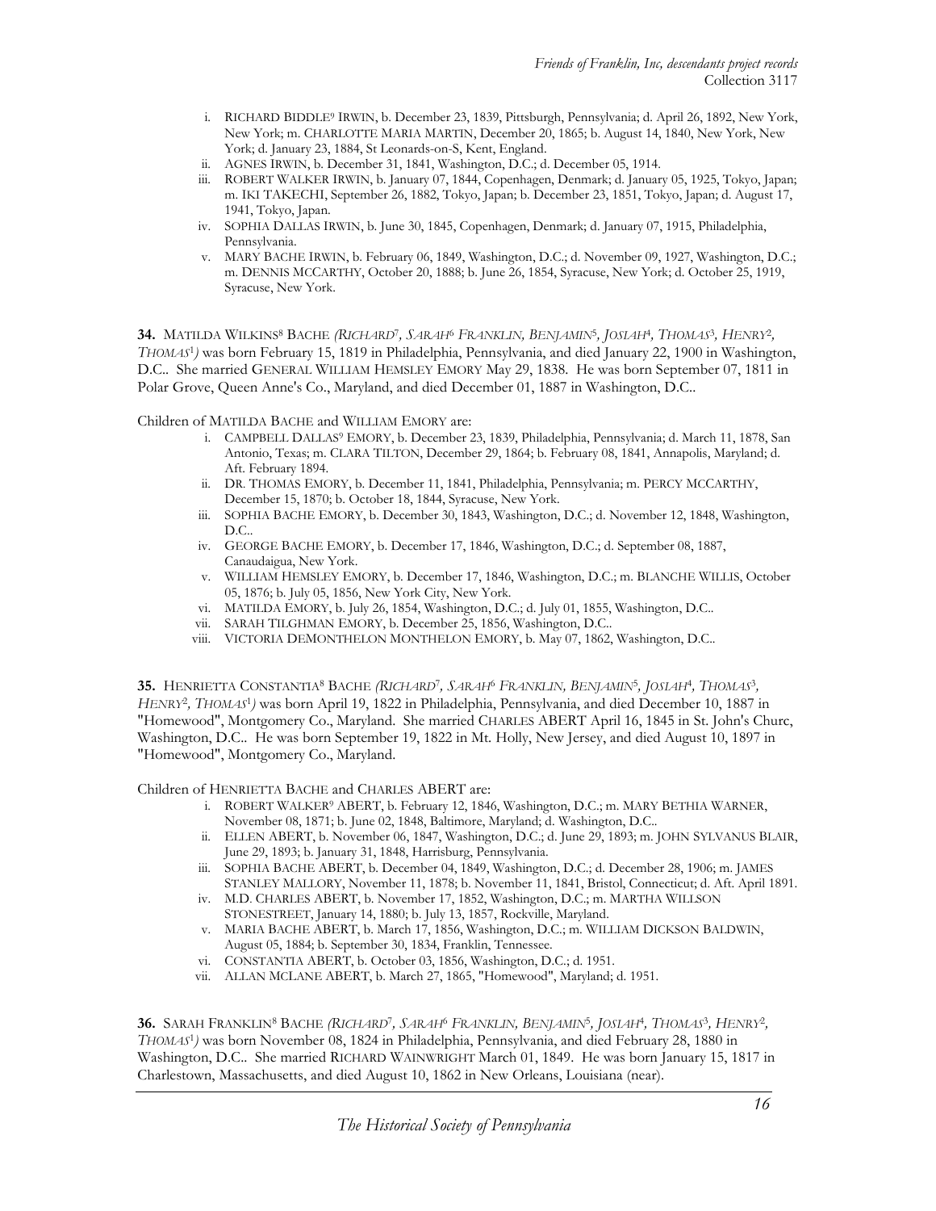i. RICHARD BIDDLE[9] IRWIN, b. December 23, 1839, Pittsburgh, Pennsylvania; d. April 26, 1892, New York, New York; m. CHARLOTTE MARIA MARTIN, December 20, 1865; b. August 14, 1840, New York, New York; d. January 23, 1884, St Leonards-on-S, Kent, England.
ii. AGNES IRWIN, b. December 31, 1841, Washington, D.C.; d. December 05, 1914.
iii. ROBERT WALKER IRWIN, b. January 07, 1844, Copenhagen, Denmark; d. January 05, 1925, Tokyo, Japan; m. IKI TAKECHI, September 26, 1882, Tokyo, Japan; b. December 23, 1851, Tokyo, Japan; d. August 17, 1941, Tokyo, Japan.
iv. SOPHIA DALLAS IRWIN, b. June 30, 1845, Copenhagen, Denmark; d. January 07, 1915, Philadelphia, Pennsylvania.
v. MARY BACHE IRWIN, b. February 06, 1849, Washington, D.C.; d. November 09, 1927, Washington, D.C.; m. DENNIS MCCARTHY, October 20, 1888; b. June 26, 1854, Syracuse, New York; d. October 25, 1919, Syracuse, New York.

**34.** MATILDA WILKINS[8] BACHE *(RICHARD[7], SARAH[6] FRANKLIN, BENJAMIN[5], JOSIAH[4], THOMAS[3], HENRY[2], THOMAS[1])* was born February 15, 1819 in Philadelphia, Pennsylvania, and died January 22, 1900 in Washington, D.C.. She married GENERAL WILLIAM HEMSLEY EMORY May 29, 1838. He was born September 07, 1811 in Polar Grove, Queen Anne's Co., Maryland, and died December 01, 1887 in Washington, D.C..

Children of MATILDA BACHE and WILLIAM EMORY are:

i. CAMPBELL DALLAS[9] EMORY, b. December 23, 1839, Philadelphia, Pennsylvania; d. March 11, 1878, San Antonio, Texas; m. CLARA TILTON, December 29, 1864; b. February 08, 1841, Annapolis, Maryland; d. Aft. February 1894.
ii. DR. THOMAS EMORY, b. December 11, 1841, Philadelphia, Pennsylvania; m. PERCY MCCARTHY, December 15, 1870; b. October 18, 1844, Syracuse, New York.
iii. SOPHIA BACHE EMORY, b. December 30, 1843, Washington, D.C.; d. November 12, 1848, Washington, D.C..
iv. GEORGE BACHE EMORY, b. December 17, 1846, Washington, D.C.; d. September 08, 1887, Canaudaigua, New York.
v. WILLIAM HEMSLEY EMORY, b. December 17, 1846, Washington, D.C.; m. BLANCHE WILLIS, October 05, 1876; b. July 05, 1856, New York City, New York.
vi. MATILDA EMORY, b. July 26, 1854, Washington, D.C.; d. July 01, 1855, Washington, D.C..
vii. SARAH TILGHMAN EMORY, b. December 25, 1856, Washington, D.C..
viii. VICTORIA DEMONTHELON MONTHELON EMORY, b. May 07, 1862, Washington, D.C..

**35.** HENRIETTA CONSTANTIA[8] BACHE *(RICHARD[7], SARAH[6] FRANKLIN, BENJAMIN[5], JOSIAH[4], THOMAS[3], HENRY[2], THOMAS[1])* was born April 19, 1822 in Philadelphia, Pennsylvania, and died December 10, 1887 in "Homewood", Montgomery Co., Maryland. She married CHARLES ABERT April 16, 1845 in St. John's Churc, Washington, D.C.. He was born September 19, 1822 in Mt. Holly, New Jersey, and died August 10, 1897 in "Homewood", Montgomery Co., Maryland.

Children of HENRIETTA BACHE and CHARLES ABERT are:

i. ROBERT WALKER[9] ABERT, b. February 12, 1846, Washington, D.C.; m. MARY BETHIA WARNER, November 08, 1871; b. June 02, 1848, Baltimore, Maryland; d. Washington, D.C..
ii. ELLEN ABERT, b. November 06, 1847, Washington, D.C.; d. June 29, 1893; m. JOHN SYLVANUS BLAIR, June 29, 1893; b. January 31, 1848, Harrisburg, Pennsylvania.
iii. SOPHIA BACHE ABERT, b. December 04, 1849, Washington, D.C.; d. December 28, 1906; m. JAMES STANLEY MALLORY, November 11, 1878; b. November 11, 1841, Bristol, Connecticut; d. Aft. April 1891.
iv. M.D. CHARLES ABERT, b. November 17, 1852, Washington, D.C.; m. MARTHA WILLSON STONESTREET, January 14, 1880; b. July 13, 1857, Rockville, Maryland.
v. MARIA BACHE ABERT, b. March 17, 1856, Washington, D.C.; m. WILLIAM DICKSON BALDWIN, August 05, 1884; b. September 30, 1834, Franklin, Tennessee.
vi. CONSTANTIA ABERT, b. October 03, 1856, Washington, D.C.; d. 1951.
vii. ALLAN MCLANE ABERT, b. March 27, 1865, "Homewood", Maryland; d. 1951.

**36.** SARAH FRANKLIN[8] BACHE *(RICHARD[7], SARAH[6] FRANKLIN, BENJAMIN[5], JOSIAH[4], THOMAS[3], HENRY[2], THOMAS[1])* was born November 08, 1824 in Philadelphia, Pennsylvania, and died February 28, 1880 in Washington, D.C.. She married RICHARD WAINWRIGHT March 01, 1849. He was born January 15, 1817 in Charlestown, Massachusetts, and died August 10, 1862 in New Orleans, Louisiana (near).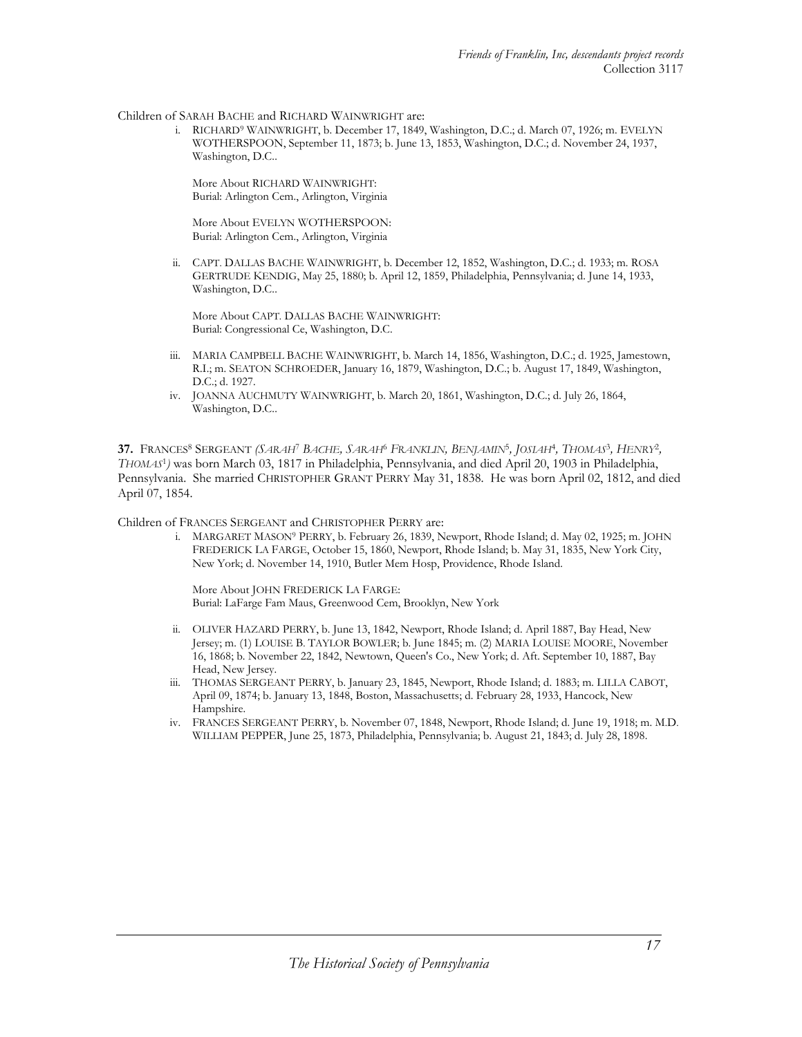Children of SARAH BACHE and RICHARD WAINWRIGHT are:

i. RICHARD[9] WAINWRIGHT, b. December 17, 1849, Washington, D.C.; d. March 07, 1926; m. EVELYN WOTHERSPOON, September 11, 1873; b. June 13, 1853, Washington, D.C.; d. November 24, 1937, Washington, D.C..

More About RICHARD WAINWRIGHT:
Burial: Arlington Cem., Arlington, Virginia

More About EVELYN WOTHERSPOON:
Burial: Arlington Cem., Arlington, Virginia

ii. CAPT. DALLAS BACHE WAINWRIGHT, b. December 12, 1852, Washington, D.C.; d. 1933; m. ROSA GERTRUDE KENDIG, May 25, 1880; b. April 12, 1859, Philadelphia, Pennsylvania; d. June 14, 1933, Washington, D.C..

More About CAPT. DALLAS BACHE WAINWRIGHT:
Burial: Congressional Ce, Washington, D.C.

iii. MARIA CAMPBELL BACHE WAINWRIGHT, b. March 14, 1856, Washington, D.C.; d. 1925, Jamestown, R.I.; m. SEATON SCHROEDER, January 16, 1879, Washington, D.C.; b. August 17, 1849, Washington, D.C.; d. 1927.

iv. JOANNA AUCHMUTY WAINWRIGHT, b. March 20, 1861, Washington, D.C.; d. July 26, 1864, Washington, D.C..

**37.** FRANCES[8] SERGEANT *(SARAH[7] BACHE, SARAH[6] FRANKLIN, BENJAMIN[5], JOSIAH[4], THOMAS[3], HENRY[2], THOMAS[1])* was born March 03, 1817 in Philadelphia, Pennsylvania, and died April 20, 1903 in Philadelphia, Pennsylvania. She married CHRISTOPHER GRANT PERRY May 31, 1838. He was born April 02, 1812, and died April 07, 1854.

Children of FRANCES SERGEANT and CHRISTOPHER PERRY are:

i. MARGARET MASON[9] PERRY, b. February 26, 1839, Newport, Rhode Island; d. May 02, 1925; m. JOHN FREDERICK LA FARGE, October 15, 1860, Newport, Rhode Island; b. May 31, 1835, New York City, New York; d. November 14, 1910, Butler Mem Hosp, Providence, Rhode Island.

More About JOHN FREDERICK LA FARGE:
Burial: LaFarge Fam Maus, Greenwood Cem, Brooklyn, New York

ii. OLIVER HAZARD PERRY, b. June 13, 1842, Newport, Rhode Island; d. April 1887, Bay Head, New Jersey; m. (1) LOUISE B. TAYLOR BOWLER; b. June 1845; m. (2) MARIA LOUISE MOORE, November 16, 1868; b. November 22, 1842, Newtown, Queen's Co., New York; d. Aft. September 10, 1887, Bay Head, New Jersey.

iii. THOMAS SERGEANT PERRY, b. January 23, 1845, Newport, Rhode Island; d. 1883; m. LILLA CABOT, April 09, 1874; b. January 13, 1848, Boston, Massachusetts; d. February 28, 1933, Hancock, New Hampshire.

iv. FRANCES SERGEANT PERRY, b. November 07, 1848, Newport, Rhode Island; d. June 19, 1918; m. M.D. WILLIAM PEPPER, June 25, 1873, Philadelphia, Pennsylvania; b. August 21, 1843; d. July 28, 1898.